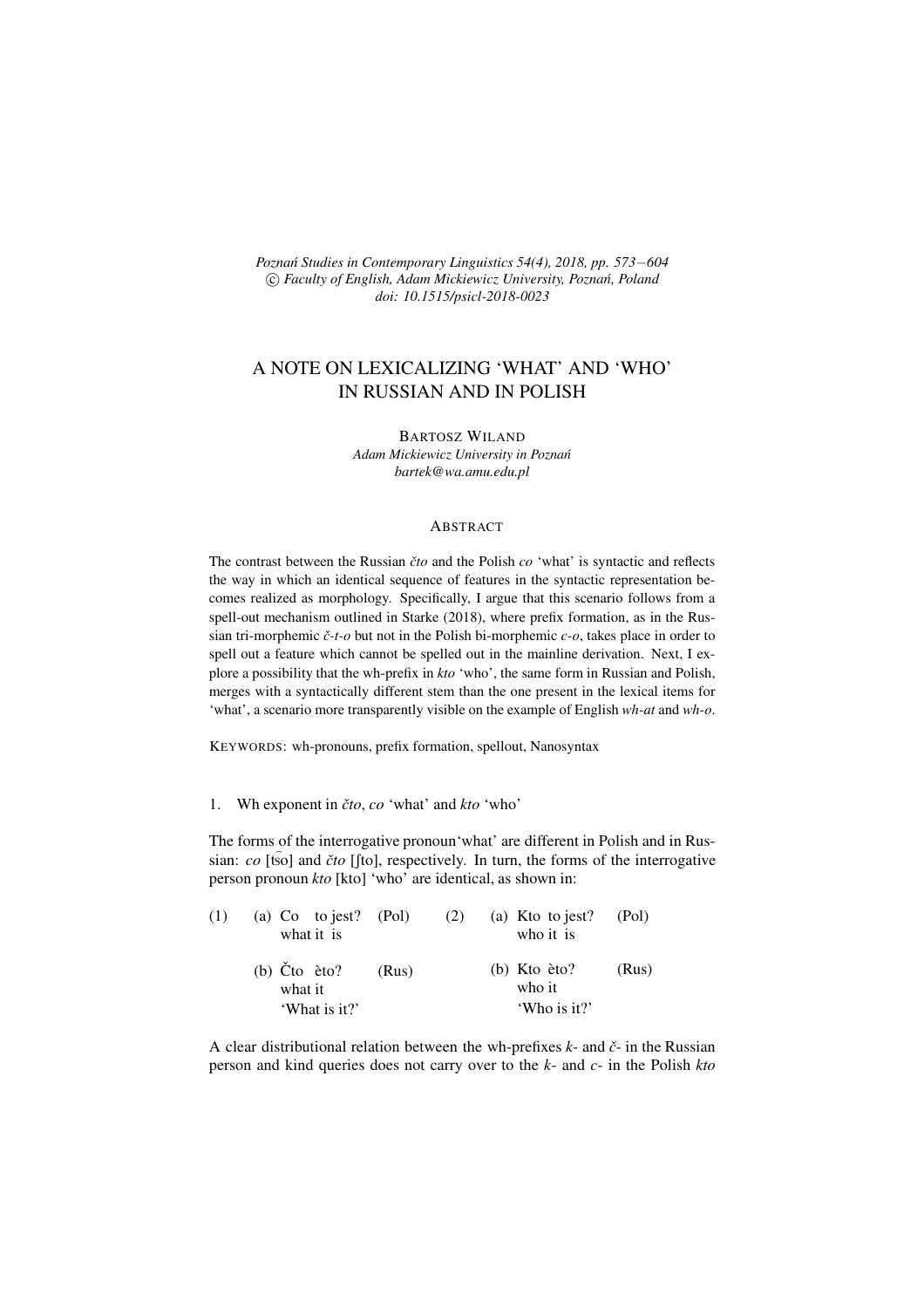*Poznań Studies in Contemporary Linguistics 54(4), 2018, pp. 573−604*
*© Faculty of English, Adam Mickiewicz University, Poznań, Poland*
*doi: 10.1515/psicl-2018-0023*

# A NOTE ON LEXICALIZING 'WHAT' AND 'WHO' IN RUSSIAN AND IN POLISH

BARTOSZ WILAND
*Adam Mickiewicz University in Poznań*
*bartek@wa.amu.edu.pl*

## ABSTRACT

The contrast between the Russian *čto* and the Polish *co* 'what' is syntactic and reflects the way in which an identical sequence of features in the syntactic representation becomes realized as morphology. Specifically, I argue that this scenario follows from a spell-out mechanism outlined in Starke (2018), where prefix formation, as in the Russian tri-morphemic *č-t-o* but not in the Polish bi-morphemic *c-o*, takes place in order to spell out a feature which cannot be spelled out in the mainline derivation. Next, I explore a possibility that the wh-prefix in *kto* 'who', the same form in Russian and Polish, merges with a syntactically different stem than the one present in the lexical items for 'what', a scenario more transparently visible on the example of English *wh-at* and *wh-o*.

KEYWORDS: wh-pronouns, prefix formation, spellout, Nanosyntax

## 1. Wh exponent in *čto*, *co* 'what' and *kto* 'who'

The forms of the interrogative pronoun 'what' are different in Polish and in Russian: *co* [t͡so] and *čto* [ʃto], respectively. In turn, the forms of the interrogative person pronoun *kto* [kto] 'who' are identical, as shown in:

(1) (a) Co to jest? (Pol)
  what it is

  (b) Čto èto? (Rus)
  what it
  'What is it?'

(2) (a) Kto to jest? (Pol)
  who it is

  (b) Kto èto? (Rus)
  who it
  'Who is it?'

A clear distributional relation between the wh-prefixes *k-* and *č-* in the Russian person and kind queries does not carry over to the *k-* and *c-* in the Polish *kto*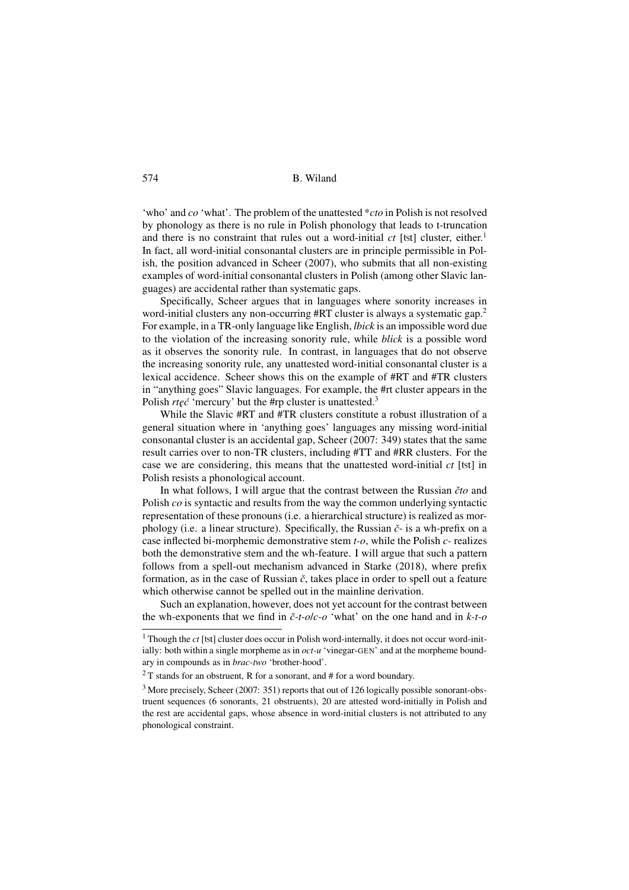'who' and *co* 'what'. The problem of the unattested **cto* in Polish is not resolved by phonology as there is no rule in Polish phonology that leads to t-truncation and there is no constraint that rules out a word-initial *ct* [tst] cluster, either.[1] In fact, all word-initial consonantal clusters are in principle permissible in Polish, the position advanced in Scheer (2007), who submits that all non-existing examples of word-initial consonantal clusters in Polish (among other Slavic languages) are accidental rather than systematic gaps.

Specifically, Scheer argues that in languages where sonority increases in word-initial clusters any non-occurring #RT cluster is always a systematic gap.[2] For example, in a TR-only language like English, *lbick* is an impossible word due to the violation of the increasing sonority rule, while *blick* is a possible word as it observes the sonority rule. In contrast, in languages that do not observe the increasing sonority rule, any unattested word-initial consonantal cluster is a lexical accidence. Scheer shows this on the example of #RT and #TR clusters in "anything goes" Slavic languages. For example, the #rt cluster appears in the Polish *rtęć* 'mercury' but the #rp cluster is unattested.[3]

While the Slavic #RT and #TR clusters constitute a robust illustration of a general situation where in 'anything goes' languages any missing word-initial consonantal cluster is an accidental gap, Scheer (2007: 349) states that the same result carries over to non-TR clusters, including #TT and #RR clusters. For the case we are considering, this means that the unattested word-initial *ct* [tst] in Polish resists a phonological account.

In what follows, I will argue that the contrast between the Russian *čto* and Polish *co* is syntactic and results from the way the common underlying syntactic representation of these pronouns (i.e. a hierarchical structure) is realized as morphology (i.e. a linear structure). Specifically, the Russian *č-* is a wh-prefix on a case inflected bi-morphemic demonstrative stem *t-o*, while the Polish *c-* realizes both the demonstrative stem and the wh-feature. I will argue that such a pattern follows from a spell-out mechanism advanced in Starke (2018), where prefix formation, as in the case of Russian *č*, takes place in order to spell out a feature which otherwise cannot be spelled out in the mainline derivation.

Such an explanation, however, does not yet account for the contrast between the wh-exponents that we find in *č-t-o*/*c-o* 'what' on the one hand and in *k-t-o*

---

[1] Though the *ct* [tst] cluster does occur in Polish word-internally, it does not occur word-initially: both within a single morpheme as in *oct-u* 'vinegar-GEN' and at the morpheme boundary in compounds as in *brac-two* 'brother-hood'.

[2] T stands for an obstruent, R for a sonorant, and # for a word boundary.

[3] More precisely, Scheer (2007: 351) reports that out of 126 logically possible sonorant-obstruent sequences (6 sonorants, 21 obstruents), 20 are attested word-initially in Polish and the rest are accidental gaps, whose absence in word-initial clusters is not attributed to any phonological constraint.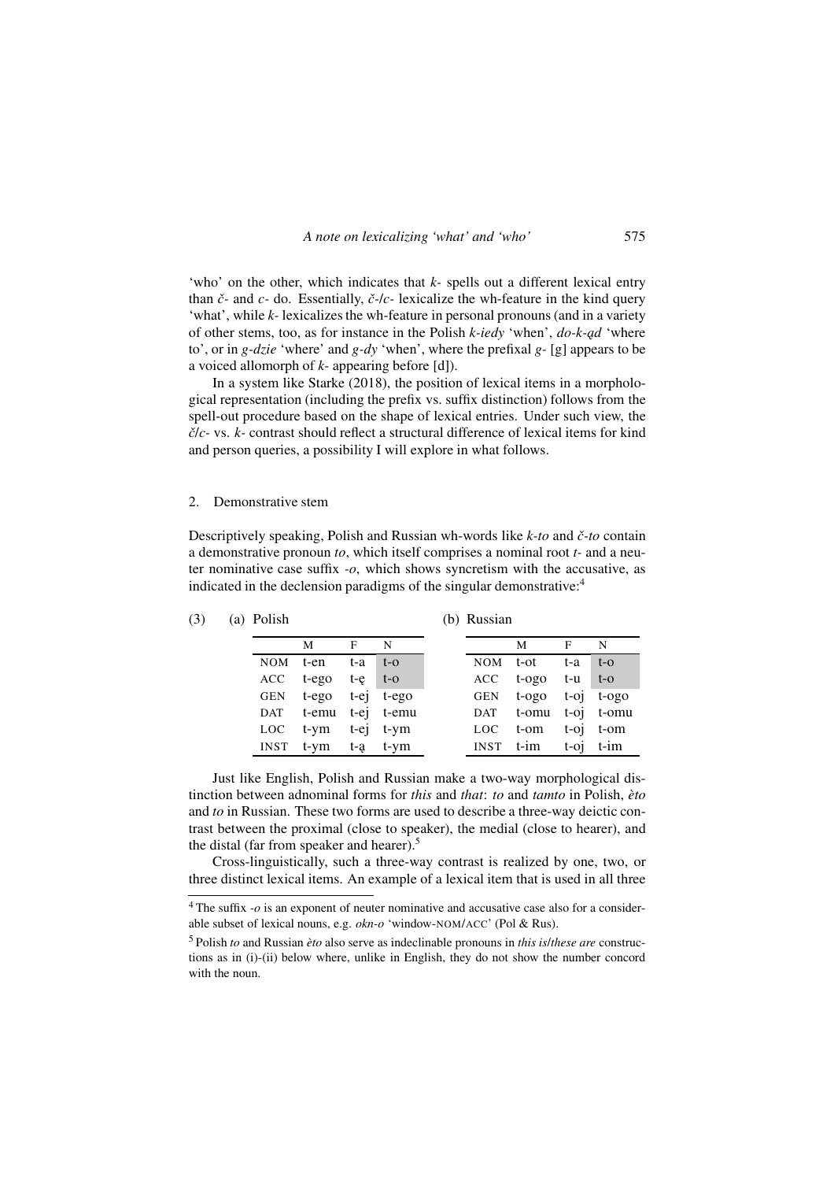'who' on the other, which indicates that *k-* spells out a different lexical entry than *č-* and *c-* do. Essentially, *č-*/*c-* lexicalize the wh-feature in the kind query 'what', while *k-* lexicalizes the wh-feature in personal pronouns (and in a variety of other stems, too, as for instance in the Polish *k-iedy* 'when', *do-k-ąd* 'where to', or in *g-dzie* 'where' and *g-dy* 'when', where the prefixal *g-* [g] appears to be a voiced allomorph of *k-* appearing before [d]).

In a system like Starke (2018), the position of lexical items in a morphological representation (including the prefix vs. suffix distinction) follows from the spell-out procedure based on the shape of lexical entries. Under such view, the *č*/*c-* vs. *k-* contrast should reflect a structural difference of lexical items for kind and person queries, a possibility I will explore in what follows.

## 2. Demonstrative stem

Descriptively speaking, Polish and Russian wh-words like *k-to* and *č-to* contain a demonstrative pronoun *to*, which itself comprises a nominal root *t-* and a neuter nominative case suffix *-o*, which shows syncretism with the accusative, as indicated in the declension paradigms of the singular demonstrative:[4]

(3) (a) Polish

| | M | F | N |
|---|---|---|---|
| NOM | t-en | t-a | t-o |
| ACC | t-ego | t-ę | t-o |
| GEN | t-ego | t-ej | t-ego |
| DAT | t-emu | t-ej | t-emu |
| LOC | t-ym | t-ej | t-ym |
| INST | t-ym | t-ą | t-ym |

(b) Russian

| | M | F | N |
|---|---|---|---|
| NOM | t-ot | t-a | t-o |
| ACC | t-ogo | t-u | t-o |
| GEN | t-ogo | t-oj | t-ogo |
| DAT | t-omu | t-oj | t-omu |
| LOC | t-om | t-oj | t-om |
| INST | t-im | t-oj | t-im |

Just like English, Polish and Russian make a two-way morphological distinction between adnominal forms for *this* and *that*: *to* and *tamto* in Polish, *èto* and *to* in Russian. These two forms are used to describe a three-way deictic contrast between the proximal (close to speaker), the medial (close to hearer), and the distal (far from speaker and hearer).[5]

Cross-linguistically, such a three-way contrast is realized by one, two, or three distinct lexical items. An example of a lexical item that is used in all three

[4] The suffix *-o* is an exponent of neuter nominative and accusative case also for a considerable subset of lexical nouns, e.g. *okn-o* 'window-NOM/ACC' (Pol & Rus).

[5] Polish *to* and Russian *èto* also serve as indeclinable pronouns in *this is*/*these are* constructions as in (i)-(ii) below where, unlike in English, they do not show the number concord with the noun.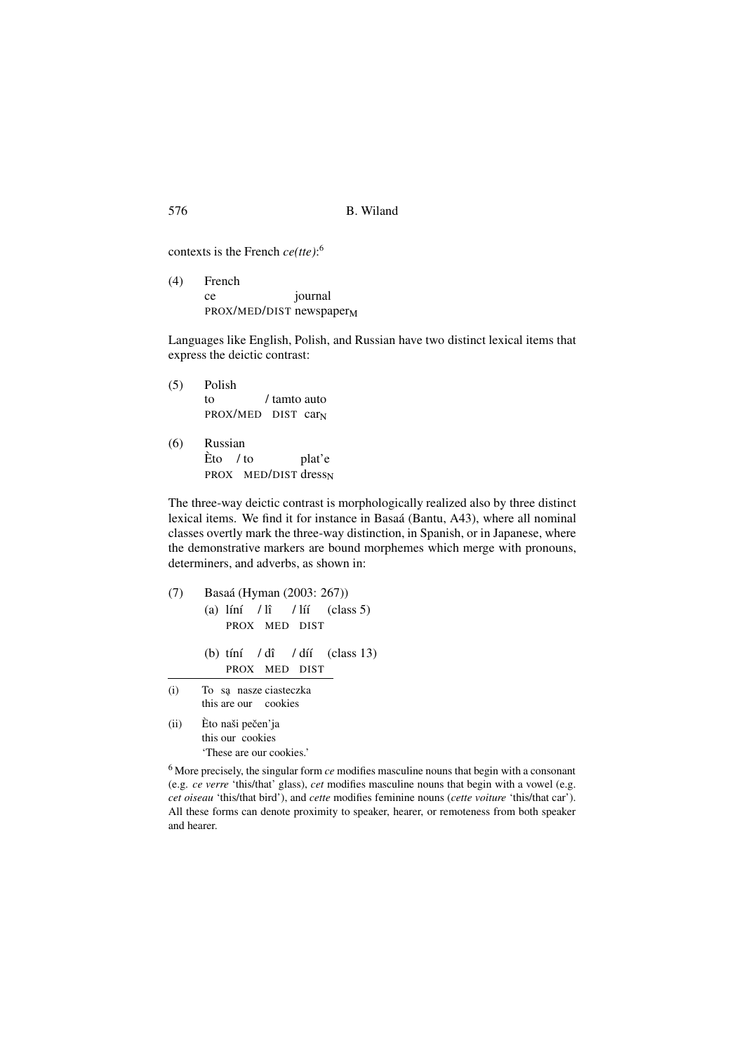contexts is the French *ce(tte)*:[6]

(4) French
ce journal
PROX/MED/DIST newspaper$_{M}$

Languages like English, Polish, and Russian have two distinct lexical items that express the deictic contrast:

(5) Polish
to / tamto auto
PROX/MED DIST car$_{N}$

(6) Russian
Èto / to plat'e
PROX MED/DIST dress$_{N}$

The three-way deictic contrast is morphologically realized also by three distinct lexical items. We find it for instance in Basaá (Bantu, A43), where all nominal classes overtly mark the three-way distinction, in Spanish, or in Japanese, where the demonstrative markers are bound morphemes which merge with pronouns, determiners, and adverbs, as shown in:

(7) Basaá (Hyman (2003: 267))
(a) líní / lî / líí (class 5)
PROX MED DIST

(b) tíní / dî / díí (class 13)
PROX MED DIST

---

(i) To są nasze ciasteczka
this are our cookies

(ii) Èto naši pečen'ja
this our cookies
'These are our cookies.'

[6] More precisely, the singular form *ce* modifies masculine nouns that begin with a consonant (e.g. *ce verre* 'this/that' glass), *cet* modifies masculine nouns that begin with a vowel (e.g. *cet oiseau* 'this/that bird'), and *cette* modifies feminine nouns (*cette voiture* 'this/that car'). All these forms can denote proximity to speaker, hearer, or remoteness from both speaker and hearer.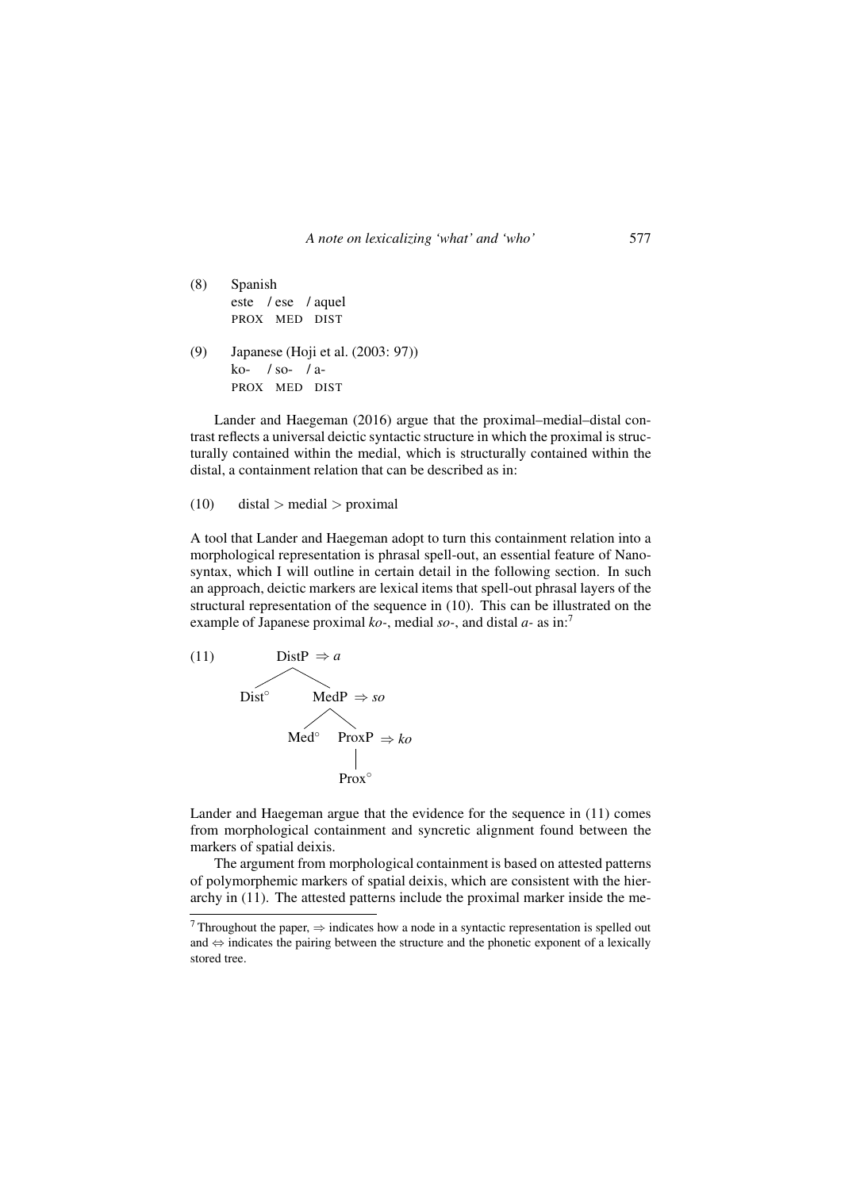(8) Spanish
este / ese / aquel
PROX MED DIST

(9) Japanese (Hoji et al. (2003: 97))
ko- / so- / a-
PROX MED DIST

Lander and Haegeman (2016) argue that the proximal–medial–distal contrast reflects a universal deictic syntactic structure in which the proximal is structurally contained within the medial, which is structurally contained within the distal, a containment relation that can be described as in:

(10) distal > medial > proximal

A tool that Lander and Haegeman adopt to turn this containment relation into a morphological representation is phrasal spell-out, an essential feature of Nanosyntax, which I will outline in certain detail in the following section. In such an approach, deictic markers are lexical items that spell-out phrasal layers of the structural representation of the sequence in (10). This can be illustrated on the example of Japanese proximal *ko-*, medial *so-*, and distal *a-* as in:[7]

(11)

```
DistP ⇒ a
├── Dist°
└── MedP ⇒ so
    ├── Med°
    └── ProxP ⇒ ko
        └── Prox°
```

Lander and Haegeman argue that the evidence for the sequence in (11) comes from morphological containment and syncretic alignment found between the markers of spatial deixis.

The argument from morphological containment is based on attested patterns of polymorphemic markers of spatial deixis, which are consistent with the hierarchy in (11). The attested patterns include the proximal marker inside the me-

[7] Throughout the paper, ⇒ indicates how a node in a syntactic representation is spelled out and ⇔ indicates the pairing between the structure and the phonetic exponent of a lexically stored tree.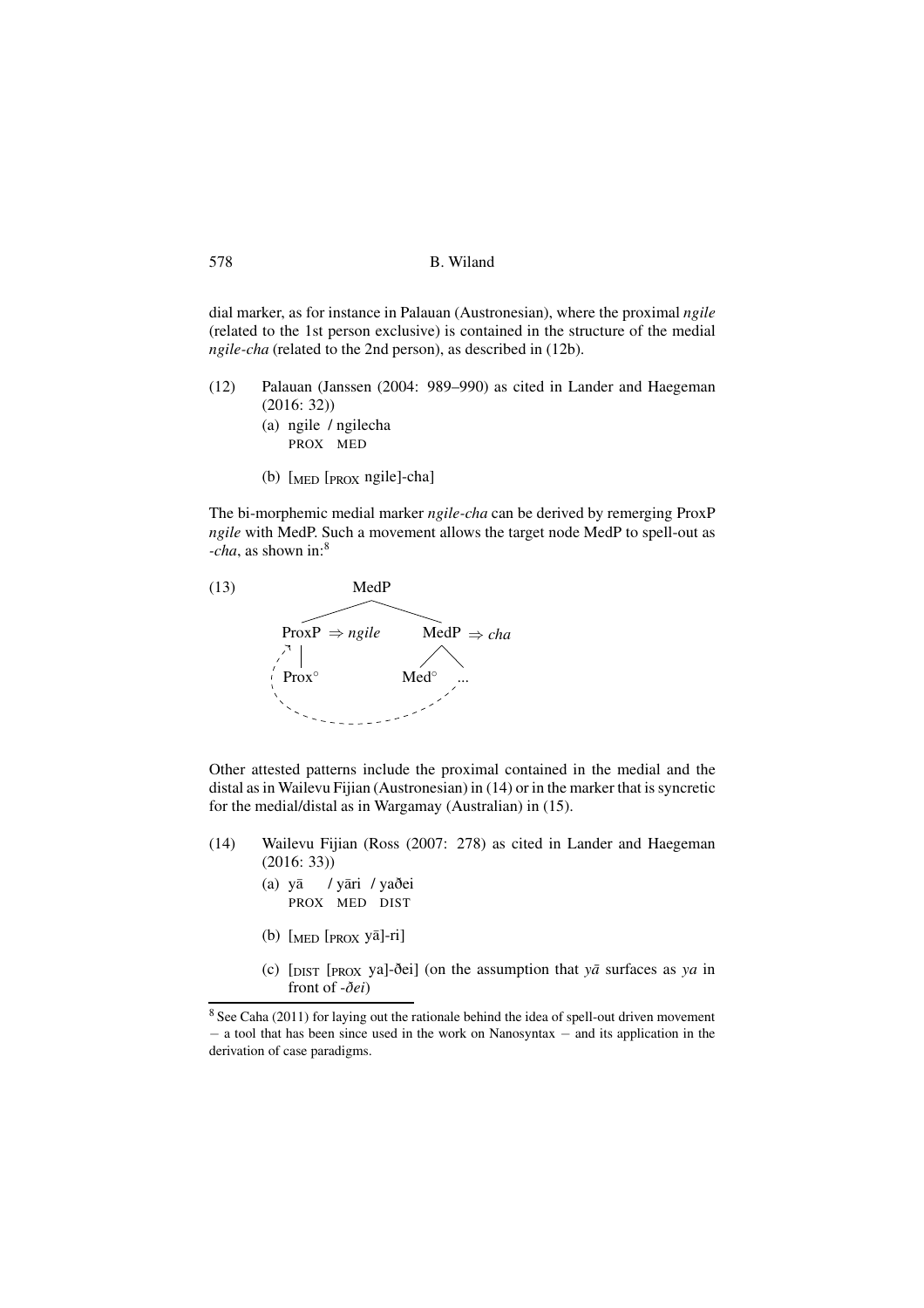dial marker, as for instance in Palauan (Austronesian), where the proximal *ngile* (related to the 1st person exclusive) is contained in the structure of the medial *ngile-cha* (related to the 2nd person), as described in (12b).

(12) Palauan (Janssen (2004: 989–990) as cited in Lander and Haegeman (2016: 32))

  (a) ngile / ngilecha
    PROX MED

  (b) [$_{\text{MED}}$ [$_{\text{PROX}}$ ngile]-cha]

The bi-morphemic medial marker *ngile-cha* can be derived by remerging ProxP *ngile* with MedP. Such a movement allows the target node MedP to spell-out as *-cha*, as shown in:[8]

(13)
```
              MedP
           /        \
ProxP ⇒ ngile     MedP ⇒ cha
   |              /    \
 Prox°         Med°    ...
```

Other attested patterns include the proximal contained in the medial and the distal as in Wailevu Fijian (Austronesian) in (14) or in the marker that is syncretic for the medial/distal as in Wargamay (Australian) in (15).

(14) Wailevu Fijian (Ross (2007: 278) as cited in Lander and Haegeman (2016: 33))

  (a) yā / yāri / yaðei
    PROX MED DIST

  (b) [$_{\text{MED}}$ [$_{\text{PROX}}$ yā]-ri]

  (c) [$_{\text{DIST}}$ [$_{\text{PROX}}$ ya]-ðei] (on the assumption that *yā* surfaces as *ya* in front of *-ðei*)

[8] See Caha (2011) for laying out the rationale behind the idea of spell-out driven movement – a tool that has been since used in the work on Nanosyntax – and its application in the derivation of case paradigms.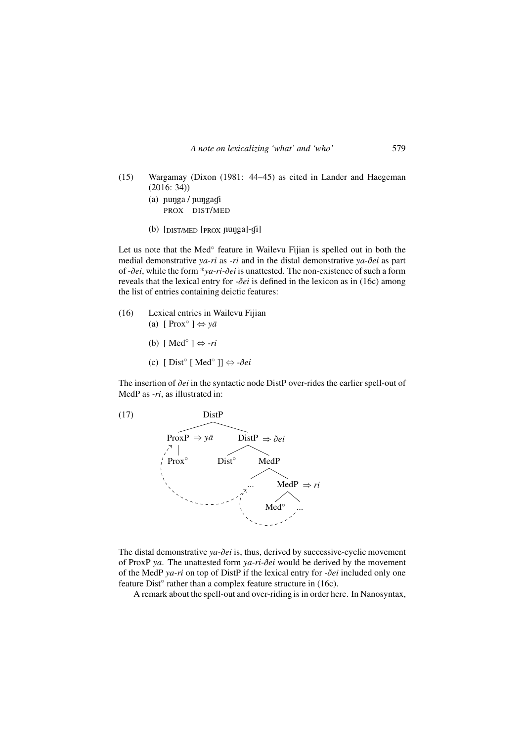(15) Wargamay (Dixon (1981: 44–45) as cited in Lander and Haegeman (2016: 34))

(a) ɲuŋga / ɲuŋgaɠi
PROX DIST/MED

(b) [DIST/MED [PROX ɲuŋga]-ɠi]

Let us note that the Med° feature in Wailevu Fijian is spelled out in both the medial demonstrative *ya-ri* as *-ri* and in the distal demonstrative *ya-ðei* as part of *-ðei*, while the form **ya-ri-ðei* is unattested. The non-existence of such a form reveals that the lexical entry for *-ðei* is defined in the lexicon as in (16c) among the list of entries containing deictic features:

(16) Lexical entries in Wailevu Fijian

(a) [ Prox° ] ⇔ *yā*

(b) [ Med° ] ⇔ *-ri*

(c) [ Dist° [ Med° ]] ⇔ *-ðei*

The insertion of *ðei* in the syntactic node DistP over-rides the earlier spell-out of MedP as *-ri*, as illustrated in:

(17)

```
                DistP
              /       \
  ProxP ⇒ yā           DistP ⇒ ðei
     |                /        \
   Prox°          Dist°        MedP
                              /     \
                           ...       MedP ⇒ ri
                                    /     \
                                 Med°     ...
```

The distal demonstrative *ya-ðei* is, thus, derived by successive-cyclic movement of ProxP *ya*. The unattested form *ya-ri-ðei* would be derived by the movement of the MedP *ya-ri* on top of DistP if the lexical entry for *-ðei* included only one feature Dist° rather than a complex feature structure in (16c).

A remark about the spell-out and over-riding is in order here. In Nanosyntax,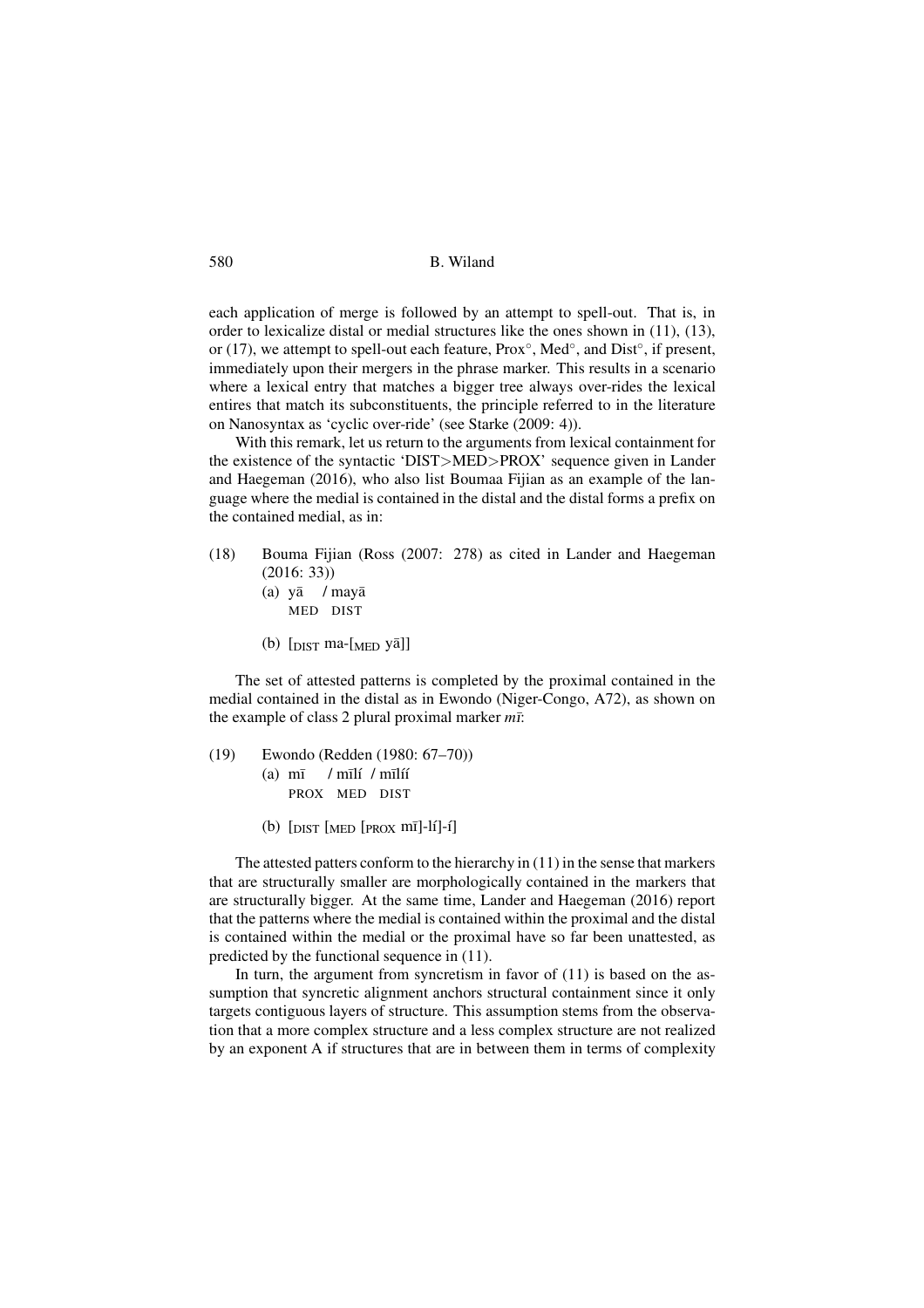each application of merge is followed by an attempt to spell-out. That is, in order to lexicalize distal or medial structures like the ones shown in (11), (13), or (17), we attempt to spell-out each feature, Prox°, Med°, and Dist°, if present, immediately upon their mergers in the phrase marker. This results in a scenario where a lexical entry that matches a bigger tree always over-rides the lexical entires that match its subconstituents, the principle referred to in the literature on Nanosyntax as 'cyclic over-ride' (see Starke (2009: 4)).

With this remark, let us return to the arguments from lexical containment for the existence of the syntactic 'DIST>MED>PROX' sequence given in Lander and Haegeman (2016), who also list Boumaa Fijian as an example of the language where the medial is contained in the distal and the distal forms a prefix on the contained medial, as in:

(18) Bouma Fijian (Ross (2007: 278) as cited in Lander and Haegeman (2016: 33))

(a) yā / mayā
MED DIST

(b) [$_{\text{DIST}}$ ma-[$_{\text{MED}}$ yā]]

The set of attested patterns is completed by the proximal contained in the medial contained in the distal as in Ewondo (Niger-Congo, A72), as shown on the example of class 2 plural proximal marker *mī*:

(19) Ewondo (Redden (1980: 67–70))

(a) mī / mīlí / mīlíí
PROX MED DIST

(b) [$_{\text{DIST}}$ [$_{\text{MED}}$ [$_{\text{PROX}}$ mī]-lí]-í]

The attested patters conform to the hierarchy in (11) in the sense that markers that are structurally smaller are morphologically contained in the markers that are structurally bigger. At the same time, Lander and Haegeman (2016) report that the patterns where the medial is contained within the proximal and the distal is contained within the medial or the proximal have so far been unattested, as predicted by the functional sequence in (11).

In turn, the argument from syncretism in favor of (11) is based on the assumption that syncretic alignment anchors structural containment since it only targets contiguous layers of structure. This assumption stems from the observation that a more complex structure and a less complex structure are not realized by an exponent A if structures that are in between them in terms of complexity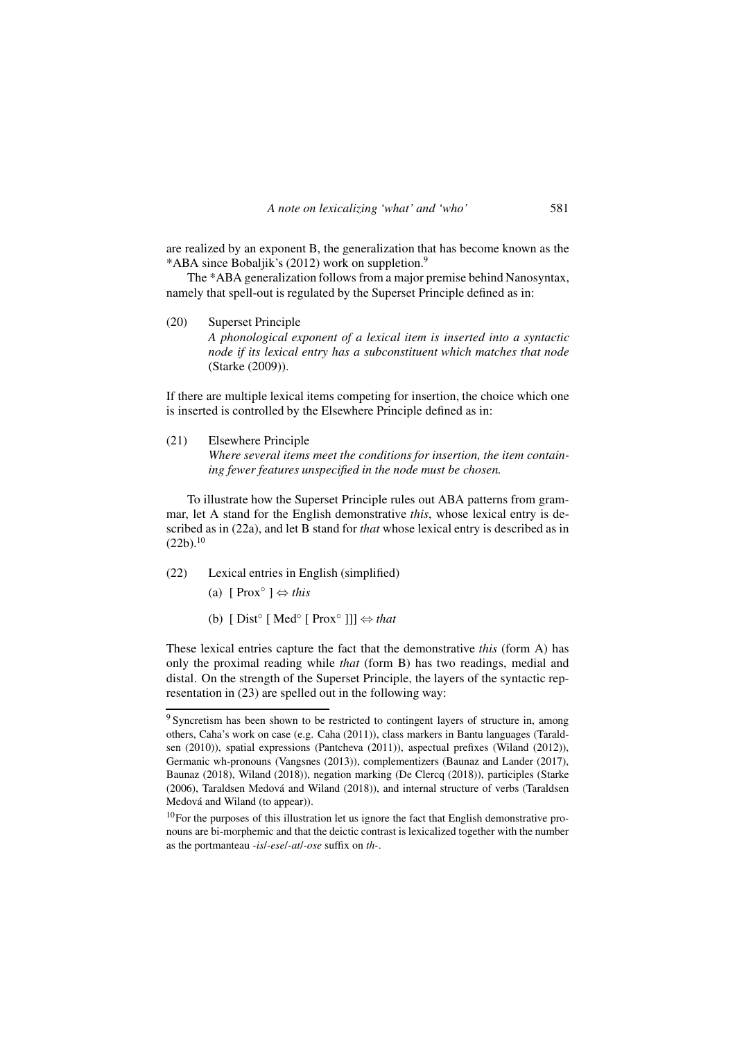are realized by an exponent B, the generalization that has become known as the *ABA since Bobaljik's (2012) work on suppletion.[9]

The *ABA generalization follows from a major premise behind Nanosyntax, namely that spell-out is regulated by the Superset Principle defined as in:

(20) Superset Principle
*A phonological exponent of a lexical item is inserted into a syntactic node if its lexical entry has a subconstituent which matches that node* (Starke (2009)).

If there are multiple lexical items competing for insertion, the choice which one is inserted is controlled by the Elsewhere Principle defined as in:

(21) Elsewhere Principle
*Where several items meet the conditions for insertion, the item containing fewer features unspecified in the node must be chosen.*

To illustrate how the Superset Principle rules out ABA patterns from grammar, let A stand for the English demonstrative *this*, whose lexical entry is described as in (22a), and let B stand for *that* whose lexical entry is described as in (22b).[10]

(22) Lexical entries in English (simplified)

(a) [ Prox° ] ⇔ *this*

(b) [ Dist° [ Med° [ Prox° ]]] ⇔ *that*

These lexical entries capture the fact that the demonstrative *this* (form A) has only the proximal reading while *that* (form B) has two readings, medial and distal. On the strength of the Superset Principle, the layers of the syntactic representation in (23) are spelled out in the following way:

---

[9] Syncretism has been shown to be restricted to contingent layers of structure in, among others, Caha's work on case (e.g. Caha (2011)), class markers in Bantu languages (Taraldsen (2010)), spatial expressions (Pantcheva (2011)), aspectual prefixes (Wiland (2012)), Germanic wh-pronouns (Vangsnes (2013)), complementizers (Baunaz and Lander (2017), Baunaz (2018), Wiland (2018)), negation marking (De Clercq (2018)), participles (Starke (2006), Taraldsen Medová and Wiland (2018)), and internal structure of verbs (Taraldsen Medová and Wiland (to appear)).

[10] For the purposes of this illustration let us ignore the fact that English demonstrative pronouns are bi-morphemic and that the deictic contrast is lexicalized together with the number as the portmanteau *-is*/*-ese*/*-at*/*-ose* suffix on *th-*.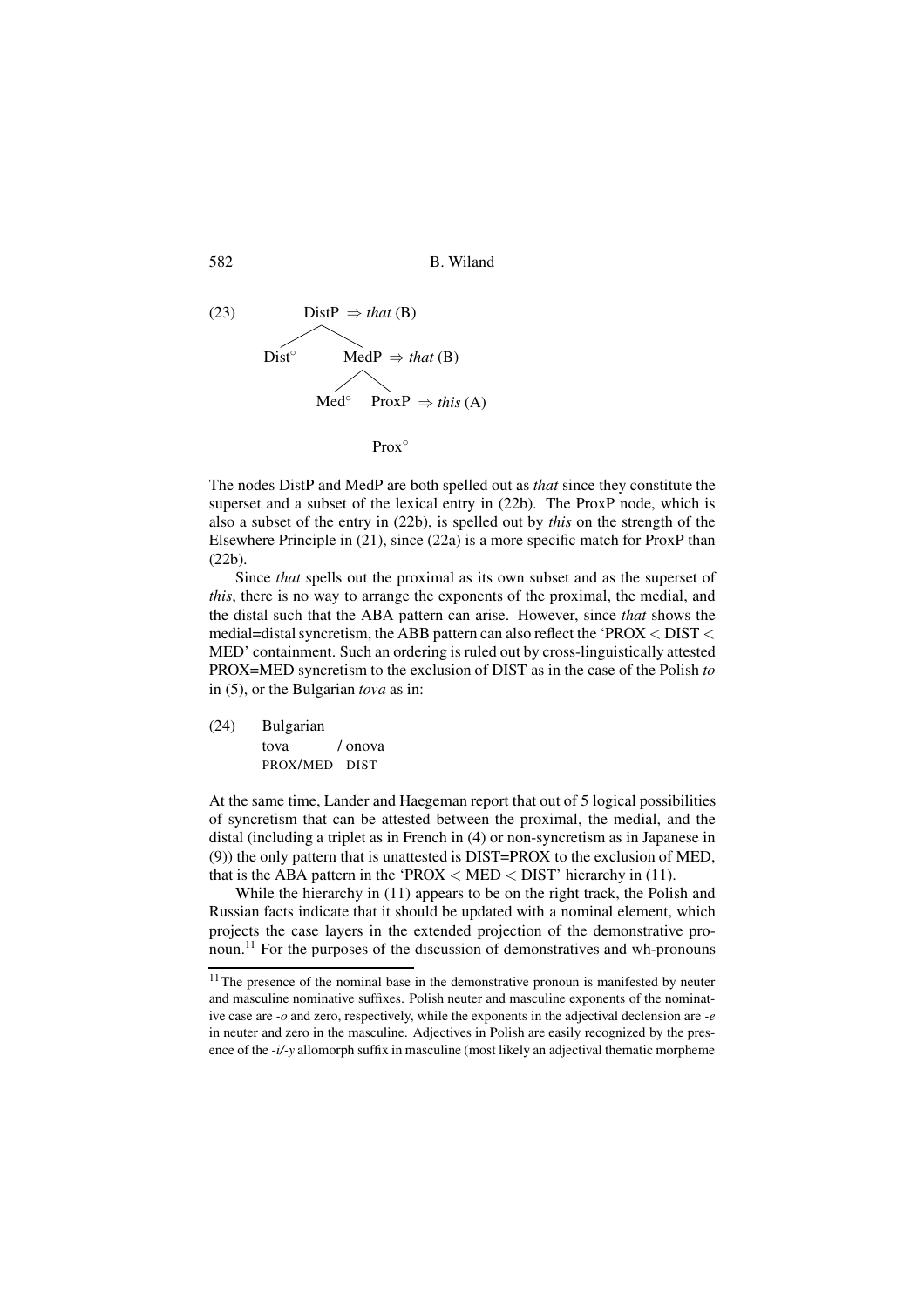(23) Tree diagram:

```
DistP ⇒ that (B)
├── Dist°
└── MedP ⇒ that (B)
    ├── Med°
    └── ProxP ⇒ this (A)
        └── Prox°
```

The nodes DistP and MedP are both spelled out as *that* since they constitute the superset and a subset of the lexical entry in (22b). The ProxP node, which is also a subset of the entry in (22b), is spelled out by *this* on the strength of the Elsewhere Principle in (21), since (22a) is a more specific match for ProxP than (22b).

Since *that* spells out the proximal as its own subset and as the superset of *this*, there is no way to arrange the exponents of the proximal, the medial, and the distal such that the ABA pattern can arise. However, since *that* shows the medial=distal syncretism, the ABB pattern can also reflect the 'PROX < DIST < MED' containment. Such an ordering is ruled out by cross-linguistically attested PROX=MED syncretism to the exclusion of DIST as in the case of the Polish *to* in (5), or the Bulgarian *tova* as in:

(24) Bulgarian
tova / onova
PROX/MED DIST

At the same time, Lander and Haegeman report that out of 5 logical possibilities of syncretism that can be attested between the proximal, the medial, and the distal (including a triplet as in French in (4) or non-syncretism as in Japanese in (9)) the only pattern that is unattested is DIST=PROX to the exclusion of MED, that is the ABA pattern in the 'PROX < MED < DIST' hierarchy in (11).

While the hierarchy in (11) appears to be on the right track, the Polish and Russian facts indicate that it should be updated with a nominal element, which projects the case layers in the extended projection of the demonstrative pronoun.[11] For the purposes of the discussion of demonstratives and wh-pronouns

[11] The presence of the nominal base in the demonstrative pronoun is manifested by neuter and masculine nominative suffixes. Polish neuter and masculine exponents of the nominative case are *-o* and zero, respectively, while the exponents in the adjectival declension are *-e* in neuter and zero in the masculine. Adjectives in Polish are easily recognized by the presence of the *-i/-y* allomorph suffix in masculine (most likely an adjectival thematic morpheme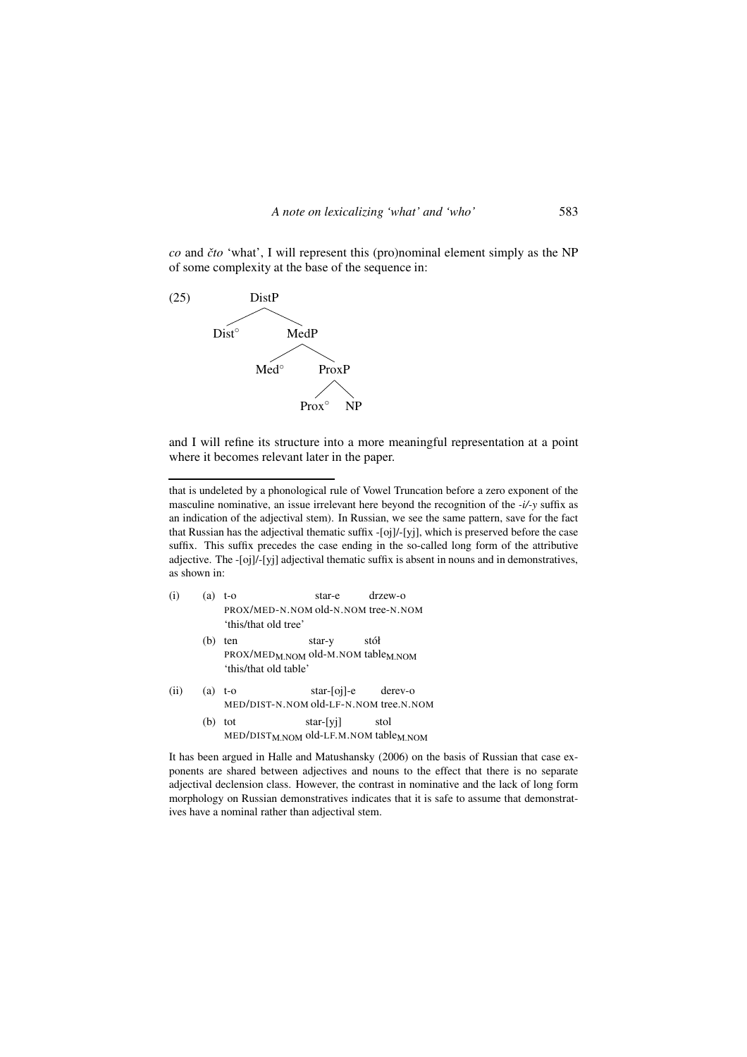*co* and *čto* 'what', I will represent this (pro)nominal element simply as the NP of some complexity at the base of the sequence in:

(25)
```
DistP
├── Dist°
└── MedP
    ├── Med°
    └── ProxP
        ├── Prox°
        └── NP
```

and I will refine its structure into a more meaningful representation at a point where it becomes relevant later in the paper.

---

that is undeleted by a phonological rule of Vowel Truncation before a zero exponent of the masculine nominative, an issue irrelevant here beyond the recognition of the *-i/-y* suffix as an indication of the adjectival stem). In Russian, we see the same pattern, save for the fact that Russian has the adjectival thematic suffix -[oj]/-[yj], which is preserved before the case suffix. This suffix precedes the case ending in the so-called long form of the attributive adjective. The -[oj]/-[yj] adjectival thematic suffix is absent in nouns and in demonstratives, as shown in:

(i) (a) t-o star-e drzew-o
PROX/MED-N.NOM old-N.NOM tree-N.NOM
'this/that old tree'

(b) ten star-y stół
PROX/MED$_{M.NOM}$ old-M.NOM table$_{M.NOM}$
'this/that old table'

(ii) (a) t-o star-[oj]-e derev-o
MED/DIST-N.NOM old-LF-N.NOM tree.N.NOM

(b) tot star-[yj] stol
MED/DIST$_{M.NOM}$ old-LF.M.NOM table$_{M.NOM}$

It has been argued in Halle and Matushansky (2006) on the basis of Russian that case exponents are shared between adjectives and nouns to the effect that there is no separate adjectival declension class. However, the contrast in nominative and the lack of long form morphology on Russian demonstratives indicates that it is safe to assume that demonstratives have a nominal rather than adjectival stem.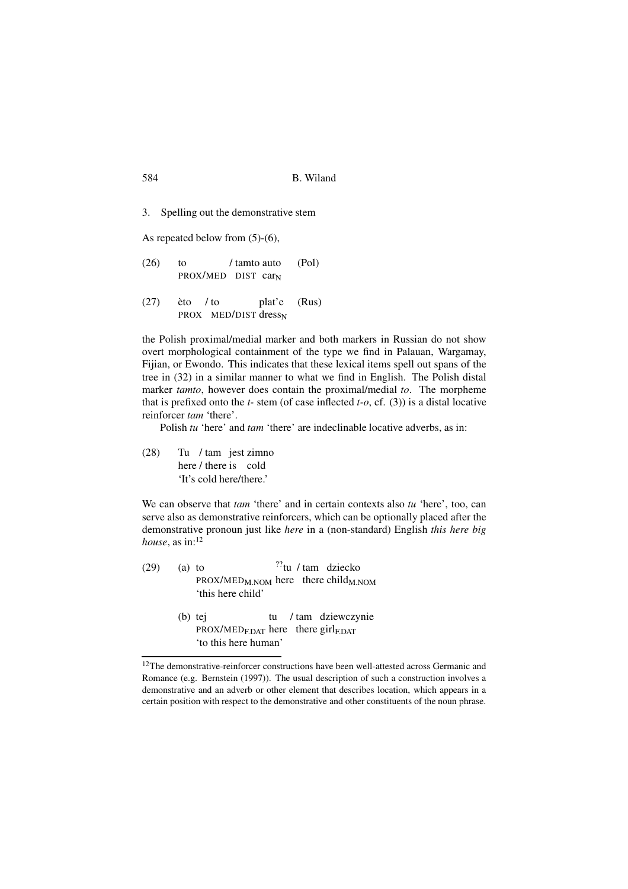## 3. Spelling out the demonstrative stem

As repeated below from (5)-(6),

(26) to / tamto auto (Pol)
PROX/MED DIST car$_{N}$

(27) èto / to plat'e (Rus)
PROX MED/DIST dress$_{N}$

the Polish proximal/medial marker and both markers in Russian do not show overt morphological containment of the type we find in Palauan, Wargamay, Fijian, or Ewondo. This indicates that these lexical items spell out spans of the tree in (32) in a similar manner to what we find in English. The Polish distal marker *tamto*, however does contain the proximal/medial *to*. The morpheme that is prefixed onto the *t-* stem (of case inflected *t-o*, cf. (3)) is a distal locative reinforcer *tam* 'there'.

Polish *tu* 'here' and *tam* 'there' are indeclinable locative adverbs, as in:

(28) Tu / tam jest zimno
here / there is cold
'It's cold here/there.'

We can observe that *tam* 'there' and in certain contexts also *tu* 'here', too, can serve also as demonstrative reinforcers, which can be optionally placed after the demonstrative pronoun just like *here* in a (non-standard) English *this here big house*, as in:[12]

(29) (a) to ??tu / tam dziecko
PROX/MED$_{M.NOM}$ here there child$_{M.NOM}$
'this here child'

(b) tej tu / tam dziewczynie
PROX/MED$_{F.DAT}$ here there girl$_{F.DAT}$
'to this here human'

---

[12]The demonstrative-reinforcer constructions have been well-attested across Germanic and Romance (e.g. Bernstein (1997)). The usual description of such a construction involves a demonstrative and an adverb or other element that describes location, which appears in a certain position with respect to the demonstrative and other constituents of the noun phrase.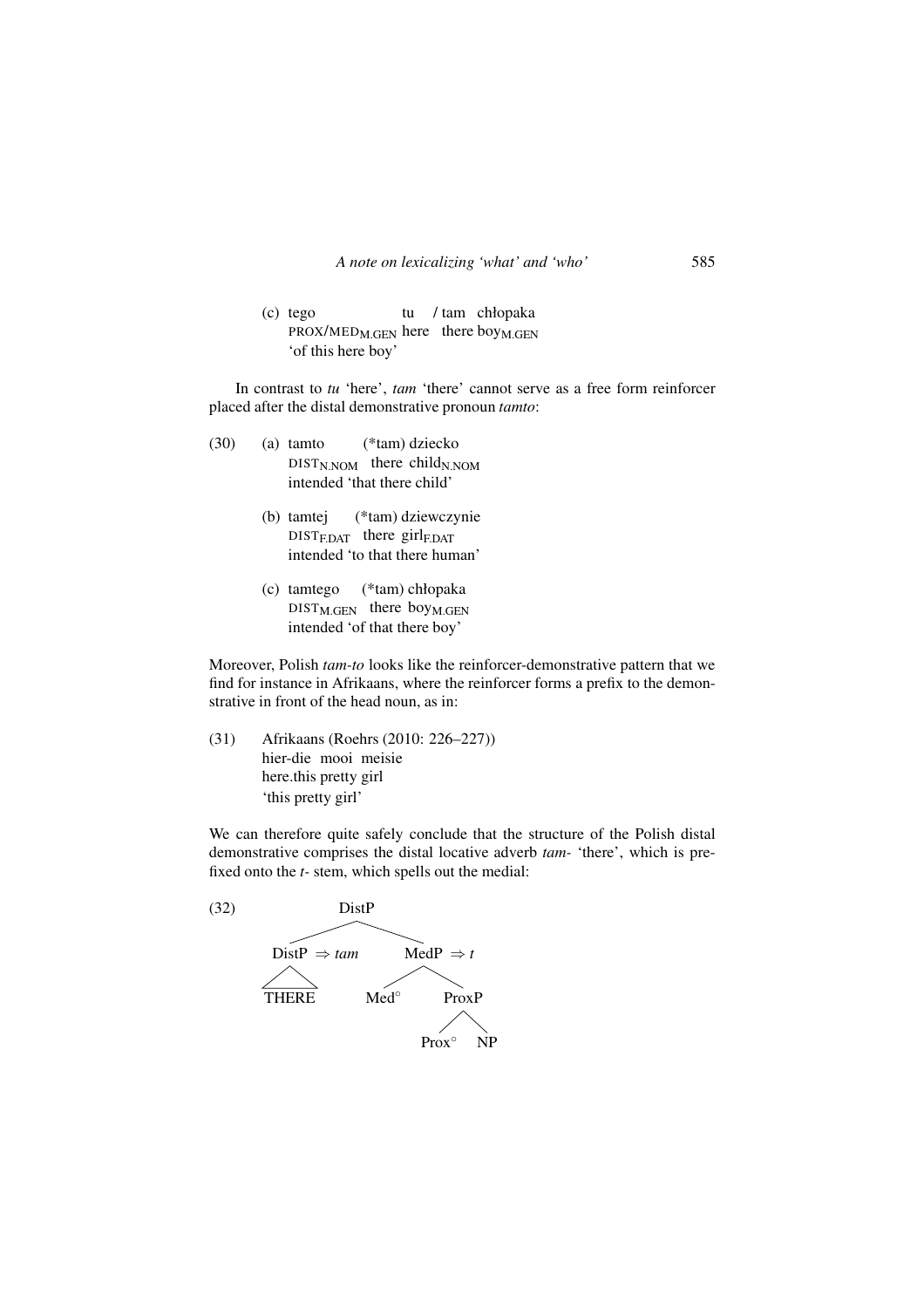(c) tego tu / tam chłopaka
PROX/MED$_{M.GEN}$ here there boy$_{M.GEN}$
'of this here boy'

In contrast to *tu* 'here', *tam* 'there' cannot serve as a free form reinforcer placed after the distal demonstrative pronoun *tamto*:

(30) (a) tamto (*tam) dziecko
DIST$_{N.NOM}$ there child$_{N.NOM}$
intended 'that there child'

(b) tamtej (*tam) dziewczynie
DIST$_{F.DAT}$ there girl$_{F.DAT}$
intended 'to that there human'

(c) tamtego (*tam) chłopaka
DIST$_{M.GEN}$ there boy$_{M.GEN}$
intended 'of that there boy'

Moreover, Polish *tam-to* looks like the reinforcer-demonstrative pattern that we find for instance in Afrikaans, where the reinforcer forms a prefix to the demonstrative in front of the head noun, as in:

(31) Afrikaans (Roehrs (2010: 226–227))
hier-die mooi meisie
here.this pretty girl
'this pretty girl'

We can therefore quite safely conclude that the structure of the Polish distal demonstrative comprises the distal locative adverb *tam-* 'there', which is prefixed onto the *t-* stem, which spells out the medial:

(32)

```
                DistP
              /       \
   DistP ⇒ tam         MedP ⇒ t
       |               /      \
     THERE          Med°      ProxP
                              /    \
                           Prox°    NP
```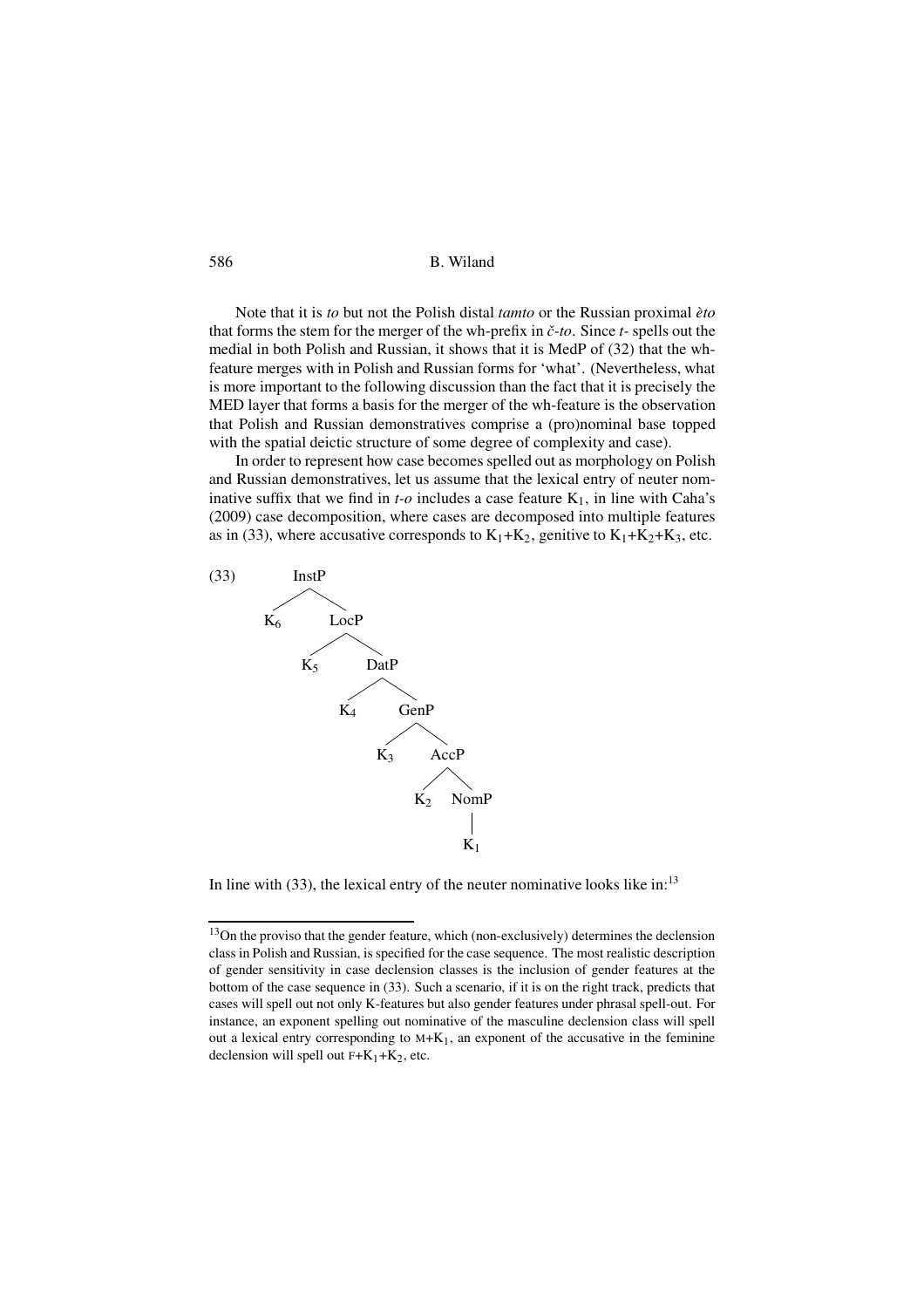Note that it is *to* but not the Polish distal *tamto* or the Russian proximal *èto* that forms the stem for the merger of the wh-prefix in *č-to*. Since *t-* spells out the medial in both Polish and Russian, it shows that it is MedP of (32) that the wh-feature merges with in Polish and Russian forms for 'what'. (Nevertheless, what is more important to the following discussion than the fact that it is precisely the MED layer that forms a basis for the merger of the wh-feature is the observation that Polish and Russian demonstratives comprise a (pro)nominal base topped with the spatial deictic structure of some degree of complexity and case).

In order to represent how case becomes spelled out as morphology on Polish and Russian demonstratives, let us assume that the lexical entry of neuter nominative suffix that we find in *t-o* includes a case feature $K_1$, in line with Caha's (2009) case decomposition, where cases are decomposed into multiple features as in (33), where accusative corresponds to $K_1$+$K_2$, genitive to $K_1$+$K_2$+$K_3$, etc.

(33)

```
InstP
├── K6
└── LocP
    ├── K5
    └── DatP
        ├── K4
        └── GenP
            ├── K3
            └── AccP
                ├── K2
                └── NomP
                    └── K1
```

In line with (33), the lexical entry of the neuter nominative looks like in:[13]

---

[13] On the proviso that the gender feature, which (non-exclusively) determines the declension class in Polish and Russian, is specified for the case sequence. The most realistic description of gender sensitivity in case declension classes is the inclusion of gender features at the bottom of the case sequence in (33). Such a scenario, if it is on the right track, predicts that cases will spell out not only K-features but also gender features under phrasal spell-out. For instance, an exponent spelling out nominative of the masculine declension class will spell out a lexical entry corresponding to M+$K_1$, an exponent of the accusative in the feminine declension will spell out F+$K_1$+$K_2$, etc.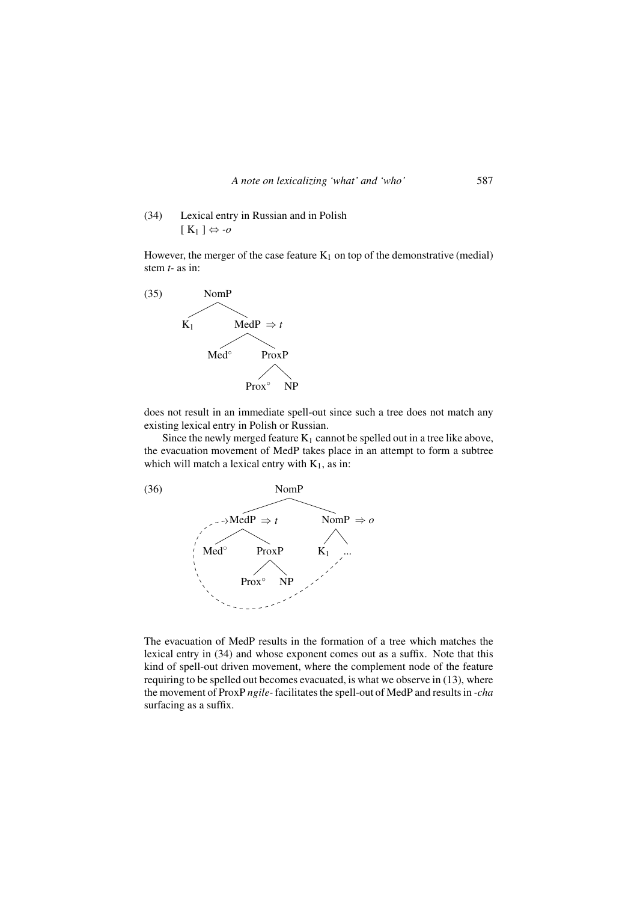(34) Lexical entry in Russian and in Polish
[ $K_1$ ] ⇔ *-o*

However, the merger of the case feature $K_1$ on top of the demonstrative (medial) stem *t-* as in:

(35)

```
        NomP
       /    \
     K1      MedP ⇒ t
            /    \
         Med°    ProxP
                /    \
             Prox°    NP
```

does not result in an immediate spell-out since such a tree does not match any existing lexical entry in Polish or Russian.

Since the newly merged feature $K_1$ cannot be spelled out in a tree like above, the evacuation movement of MedP takes place in an attempt to form a subtree which will match a lexical entry with $K_1$, as in:

(36)

```
                 NomP
               /      \
       MedP ⇒ t        NomP ⇒ o
       /    \          /   \
    Med°    ProxP     K1    ...
           /    \
        Prox°    NP
```

The evacuation of MedP results in the formation of a tree which matches the lexical entry in (34) and whose exponent comes out as a suffix. Note that this kind of spell-out driven movement, where the complement node of the feature requiring to be spelled out becomes evacuated, is what we observe in (13), where the movement of ProxP *ngile-* facilitates the spell-out of MedP and results in *-cha* surfacing as a suffix.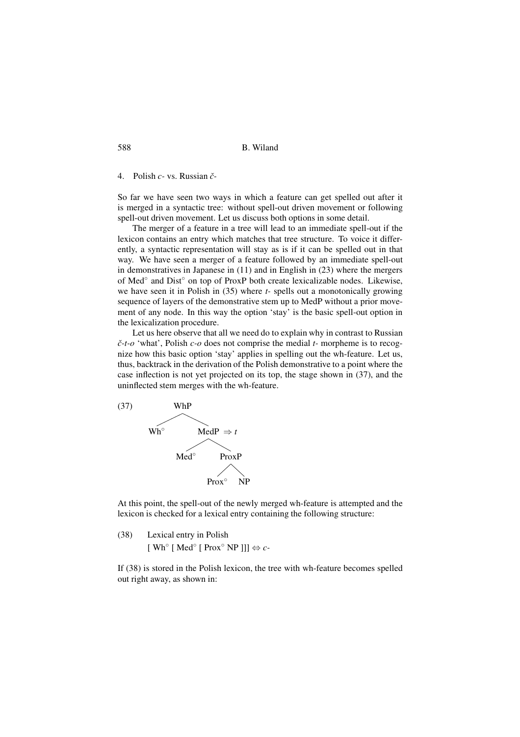## 4. Polish *c-* vs. Russian *č-*

So far we have seen two ways in which a feature can get spelled out after it is merged in a syntactic tree: without spell-out driven movement or following spell-out driven movement. Let us discuss both options in some detail.

The merger of a feature in a tree will lead to an immediate spell-out if the lexicon contains an entry which matches that tree structure. To voice it differently, a syntactic representation will stay as is if it can be spelled out in that way. We have seen a merger of a feature followed by an immediate spell-out in demonstratives in Japanese in (11) and in English in (23) where the mergers of Med° and Dist° on top of ProxP both create lexicalizable nodes. Likewise, we have seen it in Polish in (35) where *t-* spells out a monotonically growing sequence of layers of the demonstrative stem up to MedP without a prior movement of any node. In this way the option 'stay' is the basic spell-out option in the lexicalization procedure.

Let us here observe that all we need do to explain why in contrast to Russian *č-t-o* 'what', Polish *c-o* does not comprise the medial *t-* morpheme is to recognize how this basic option 'stay' applies in spelling out the wh-feature. Let us, thus, backtrack in the derivation of the Polish demonstrative to a point where the case inflection is not yet projected on its top, the stage shown in (37), and the uninflected stem merges with the wh-feature.

(37)

```
        WhP
       /    \
    Wh°      MedP  ⇒ t
            /    \
         Med°     ProxP
                 /     \
              Prox°     NP
```

At this point, the spell-out of the newly merged wh-feature is attempted and the lexicon is checked for a lexical entry containing the following structure:

(38) Lexical entry in Polish
[ Wh° [ Med° [ Prox° NP ]]] ⇔ *c-*

If (38) is stored in the Polish lexicon, the tree with wh-feature becomes spelled out right away, as shown in: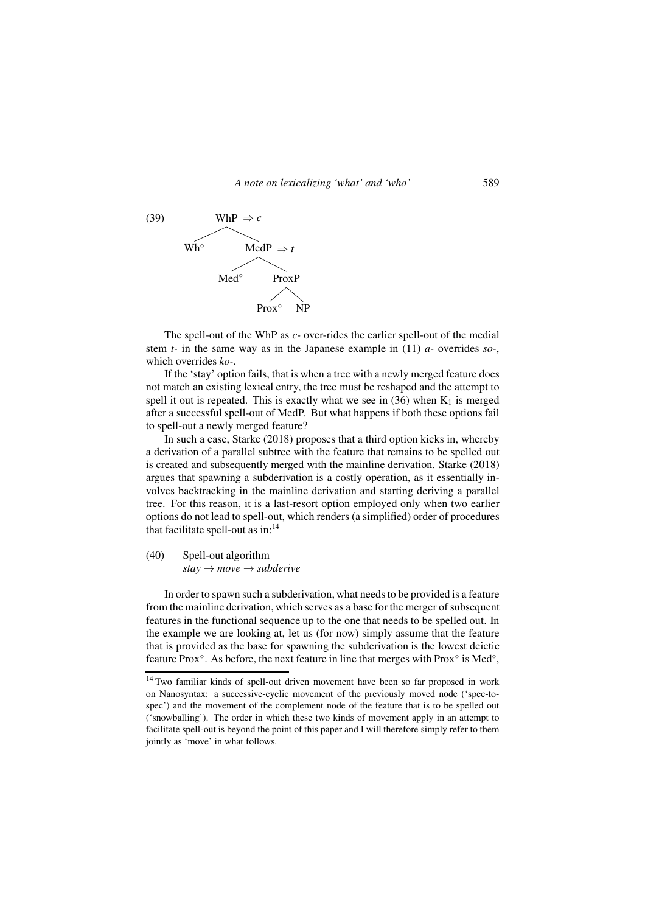(39)

```
        WhP ⇒ c
       /    \
     Wh°    MedP ⇒ t
            /    \
         Med°    ProxP
                 /    \
              Prox°    NP
```

The spell-out of the WhP as *c-* over-rides the earlier spell-out of the medial stem *t-* in the same way as in the Japanese example in (11) *a-* overrides *so-*, which overrides *ko-*.

If the 'stay' option fails, that is when a tree with a newly merged feature does not match an existing lexical entry, the tree must be reshaped and the attempt to spell it out is repeated. This is exactly what we see in (36) when $K_1$ is merged after a successful spell-out of MedP. But what happens if both these options fail to spell-out a newly merged feature?

In such a case, Starke (2018) proposes that a third option kicks in, whereby a derivation of a parallel subtree with the feature that remains to be spelled out is created and subsequently merged with the mainline derivation. Starke (2018) argues that spawning a subderivation is a costly operation, as it essentially involves backtracking in the mainline derivation and starting deriving a parallel tree. For this reason, it is a last-resort option employed only when two earlier options do not lead to spell-out, which renders (a simplified) order of procedures that facilitate spell-out as in:[14]

(40) Spell-out algorithm
*stay → move → subderive*

In order to spawn such a subderivation, what needs to be provided is a feature from the mainline derivation, which serves as a base for the merger of subsequent features in the functional sequence up to the one that needs to be spelled out. In the example we are looking at, let us (for now) simply assume that the feature that is provided as the base for spawning the subderivation is the lowest deictic feature Prox°. As before, the next feature in line that merges with Prox° is Med°,

[14] Two familiar kinds of spell-out driven movement have been so far proposed in work on Nanosyntax: a successive-cyclic movement of the previously moved node ('spec-to-spec') and the movement of the complement node of the feature that is to be spelled out ('snowballing'). The order in which these two kinds of movement apply in an attempt to facilitate spell-out is beyond the point of this paper and I will therefore simply refer to them jointly as 'move' in what follows.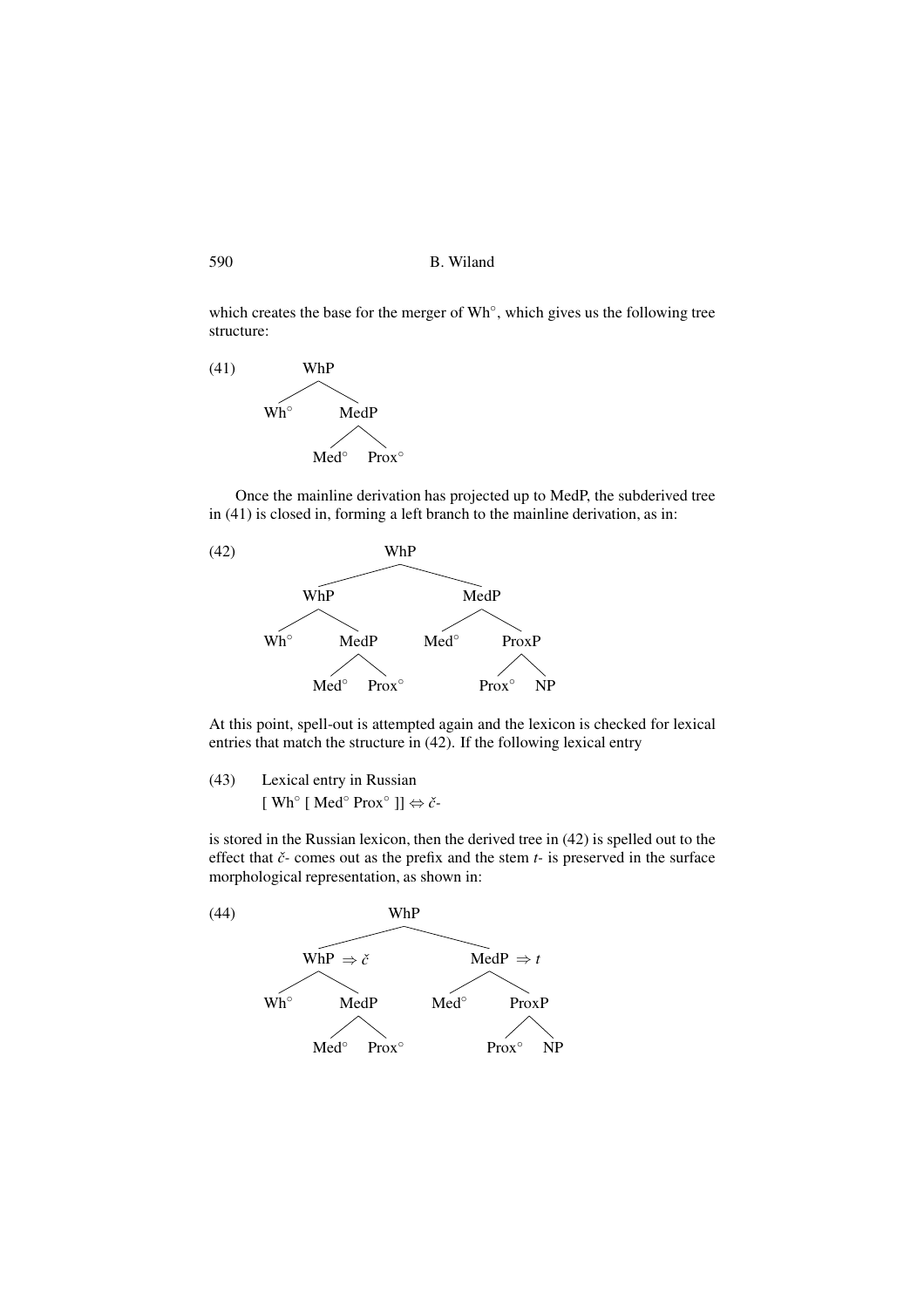which creates the base for the merger of Wh°, which gives us the following tree structure:

(41)

```
        WhP
       /   \
     Wh°   MedP
          /    \
        Med°   Prox°
```

Once the mainline derivation has projected up to MedP, the subderived tree in (41) is closed in, forming a left branch to the mainline derivation, as in:

(42)

```
                    WhP
              /            \
           WhP              MedP
          /   \            /    \
        Wh°   MedP       Med°   ProxP
             /    \             /    \
           Med°   Prox°       Prox°   NP
```

At this point, spell-out is attempted again and the lexicon is checked for lexical entries that match the structure in (42). If the following lexical entry

(43) Lexical entry in Russian
[ Wh° [ Med° Prox° ]] ⇔ *č*-

is stored in the Russian lexicon, then the derived tree in (42) is spelled out to the effect that *č*- comes out as the prefix and the stem *t*- is preserved in the surface morphological representation, as shown in:

(44)

```
                    WhP
              /              \
        WhP ⇒ č               MedP ⇒ t
          /   \              /    \
        Wh°   MedP         Med°   ProxP
             /    \               /    \
           Med°   Prox°         Prox°   NP
```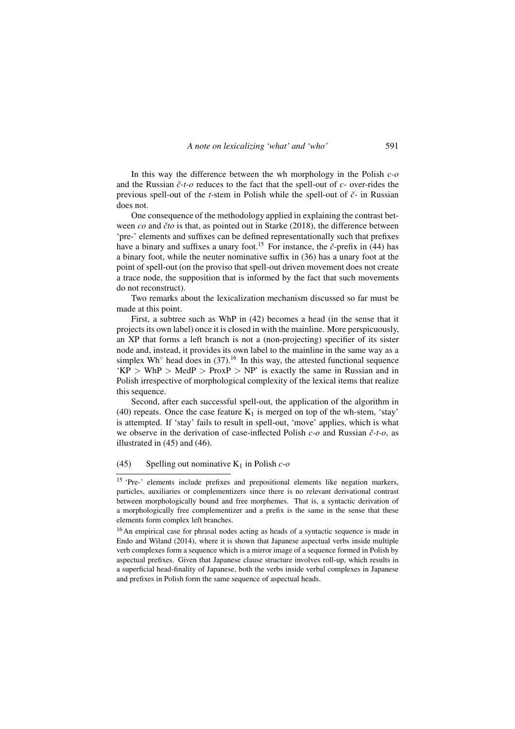In this way the difference between the wh morphology in the Polish *c-o* and the Russian *č-t-o* reduces to the fact that the spell-out of *c-* over-rides the previous spell-out of the *t*-stem in Polish while the spell-out of *č-* in Russian does not.

One consequence of the methodology applied in explaining the contrast between *co* and *čto* is that, as pointed out in Starke (2018), the difference between 'pre-' elements and suffixes can be defined representationally such that prefixes have a binary and suffixes a unary foot.[15] For instance, the *č*-prefix in (44) has a binary foot, while the neuter nominative suffix in (36) has a unary foot at the point of spell-out (on the proviso that spell-out driven movement does not create a trace node, the supposition that is informed by the fact that such movements do not reconstruct).

Two remarks about the lexicalization mechanism discussed so far must be made at this point.

First, a subtree such as WhP in (42) becomes a head (in the sense that it projects its own label) once it is closed in with the mainline. More perspicuously, an XP that forms a left branch is not a (non-projecting) specifier of its sister node and, instead, it provides its own label to the mainline in the same way as a simplex Wh$^\circ$ head does in (37).[16] In this way, the attested functional sequence 'KP > WhP > MedP > ProxP > NP' is exactly the same in Russian and in Polish irrespective of morphological complexity of the lexical items that realize this sequence.

Second, after each successful spell-out, the application of the algorithm in (40) repeats. Once the case feature $K_1$ is merged on top of the wh-stem, 'stay' is attempted. If 'stay' fails to result in spell-out, 'move' applies, which is what we observe in the derivation of case-inflected Polish *c-o* and Russian *č-t-o*, as illustrated in (45) and (46).

(45) Spelling out nominative $K_1$ in Polish *c-o*

---

[15] 'Pre-' elements include prefixes and prepositional elements like negation markers, particles, auxiliaries or complementizers since there is no relevant derivational contrast between morphologically bound and free morphemes. That is, a syntactic derivation of a morphologically free complementizer and a prefix is the same in the sense that these elements form complex left branches.

[16] An empirical case for phrasal nodes acting as heads of a syntactic sequence is made in Endo and Wiland (2014), where it is shown that Japanese aspectual verbs inside multiple verb complexes form a sequence which is a mirror image of a sequence formed in Polish by aspectual prefixes. Given that Japanese clause structure involves roll-up, which results in a superficial head-finality of Japanese, both the verbs inside verbal complexes in Japanese and prefixes in Polish form the same sequence of aspectual heads.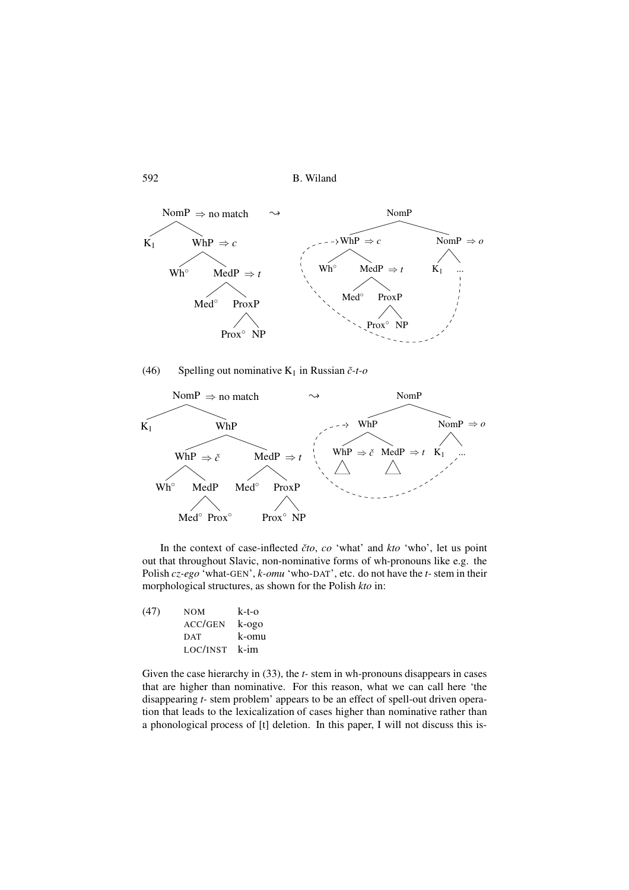(46) Spelling out nominative $K_1$ in Russian *č-t-o*

In the context of case-inflected *čto*, *co* 'what' and *kto* 'who', let us point out that throughout Slavic, non-nominative forms of wh-pronouns like e.g. the Polish *cz-ego* 'what-GEN', *k-omu* 'who-DAT', etc. do not have the *t-* stem in their morphological structures, as shown for the Polish *kto* in:

(47)

| | |
|---|---|
| NOM | k-t-o |
| ACC/GEN | k-ogo |
| DAT | k-omu |
| LOC/INST | k-im |

Given the case hierarchy in (33), the *t-* stem in wh-pronouns disappears in cases that are higher than nominative. For this reason, what we can call here 'the disappearing *t-* stem problem' appears to be an effect of spell-out driven operation that leads to the lexicalization of cases higher than nominative rather than a phonological process of [t] deletion. In this paper, I will not discuss this is-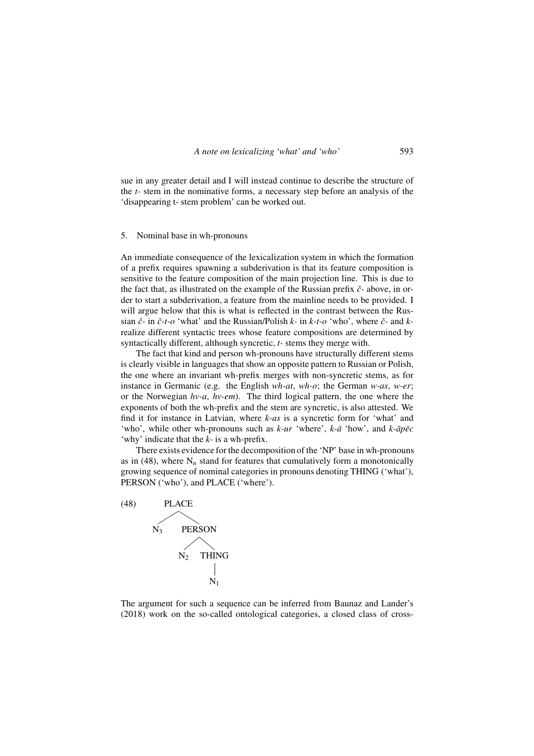sue in any greater detail and I will instead continue to describe the structure of the *t-* stem in the nominative forms, a necessary step before an analysis of the 'disappearing t- stem problem' can be worked out.

## 5. Nominal base in wh-pronouns

An immediate consequence of the lexicalization system in which the formation of a prefix requires spawning a subderivation is that its feature composition is sensitive to the feature composition of the main projection line. This is due to the fact that, as illustrated on the example of the Russian prefix *č-* above, in order to start a subderivation, a feature from the mainline needs to be provided. I will argue below that this is what is reflected in the contrast between the Russian *č-* in *č-t-o* 'what' and the Russian/Polish *k-* in *k-t-o* 'who', where *č-* and *k-* realize different syntactic trees whose feature compositions are determined by syntactically different, although syncretic, *t-* stems they merge with.

The fact that kind and person wh-pronouns have structurally different stems is clearly visible in languages that show an opposite pattern to Russian or Polish, the one where an invariant wh-prefix merges with non-syncretic stems, as for instance in Germanic (e.g. the English *wh-at*, *wh-o*; the German *w-as*, *w-er*; or the Norwegian *hv-a*, *hv-em*). The third logical pattern, the one where the exponents of both the wh-prefix and the stem are syncretic, is also attested. We find it for instance in Latvian, where *k-as* is a syncretic form for 'what' and 'who', while other wh-pronouns such as *k-ur* 'where', *k-ā* 'how', and *k-āpēc* 'why' indicate that the *k-* is a wh-prefix.

There exists evidence for the decomposition of the 'NP' base in wh-pronouns as in (48), where $N_n$ stand for features that cumulatively form a monotonically growing sequence of nominal categories in pronouns denoting THING ('what'), PERSON ('who'), and PLACE ('where').

(48)
```
        PLACE
       /     \
     N3     PERSON
            /     \
          N2     THING
                   |
                   N1
```

The argument for such a sequence can be inferred from Baunaz and Lander's (2018) work on the so-called ontological categories, a closed class of cross-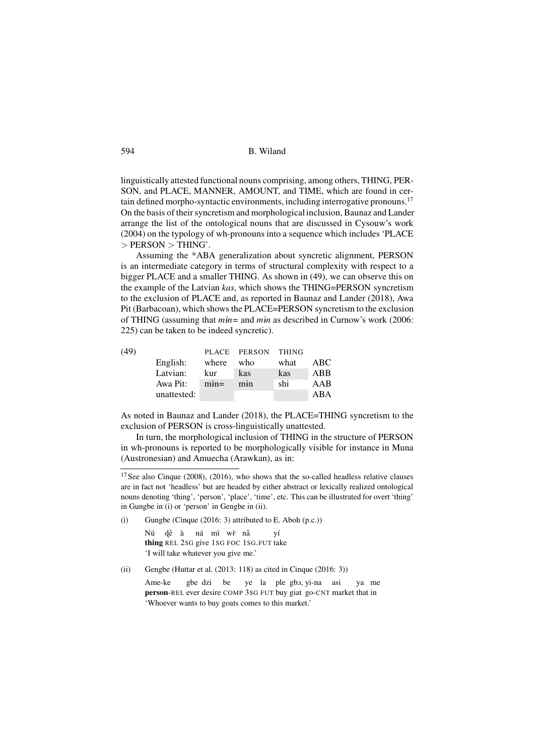linguistically attested functional nouns comprising, among others, THING, PERSON, and PLACE, MANNER, AMOUNT, and TIME, which are found in certain defined morpho-syntactic environments, including interrogative pronouns.[17] On the basis of their syncretism and morphological inclusion, Baunaz and Lander arrange the list of the ontological nouns that are discussed in Cysouw's work (2004) on the typology of wh-pronouns into a sequence which includes 'PLACE > PERSON > THING'.

Assuming the *ABA generalization about syncretic alignment, PERSON is an intermediate category in terms of structural complexity with respect to a bigger PLACE and a smaller THING. As shown in (49), we can observe this on the example of the Latvian *kas*, which shows the THING=PERSON syncretism to the exclusion of PLACE and, as reported in Baunaz and Lander (2018), Awa Pit (Barbacoan), which shows the PLACE=PERSON syncretism to the exclusion of THING (assuming that *mɨn=* and *mɨn* as described in Curnow's work (2006: 225) can be taken to be indeed syncretic).

(49)

| | PLACE | PERSON | THING | |
|---|---|---|---|---|
| English: | where | who | what | ABC |
| Latvian: | kur | kas | kas | ABB |
| Awa Pit: | mɨn= | mɨn | shi | AAB |
| unattested: | | | | ABA |

As noted in Baunaz and Lander (2018), the PLACE=THING syncretism to the exclusion of PERSON is cross-linguistically unattested.

In turn, the morphological inclusion of THING in the structure of PERSON in wh-pronouns is reported to be morphologically visible for instance in Muna (Austronesian) and Amuecha (Arawkan), as in:

---

[17] See also Cinque (2008), (2016), who shows that the so-called headless relative clauses are in fact not 'headless' but are headed by either abstract or lexically realized ontological nouns denoting 'thing', 'person', 'place', 'time', etc. This can be illustrated for overt 'thing' in Gungbe in (i) or 'person' in Gengbe in (ii).

(i) Gungbe (Cinque (2016: 3) attributed to E. Aboh (p.c.))

Nú ɖě à ná mì wɛ̀ nǎ yí
**thing** REL 2SG give 1SG FOC 1SG.FUT take
'I will take whatever you give me.'

(ii) Gengbe (Huttar et al. (2013: 118) as cited in Cinque (2016: 3))

Ame-ke gbe dzi be ye la ple gbɔ, yi-na asi ya me
**person**-REL ever desire COMP 3SG FUT buy giat go-CNT market that in
'Whoever wants to buy goats comes to this market.'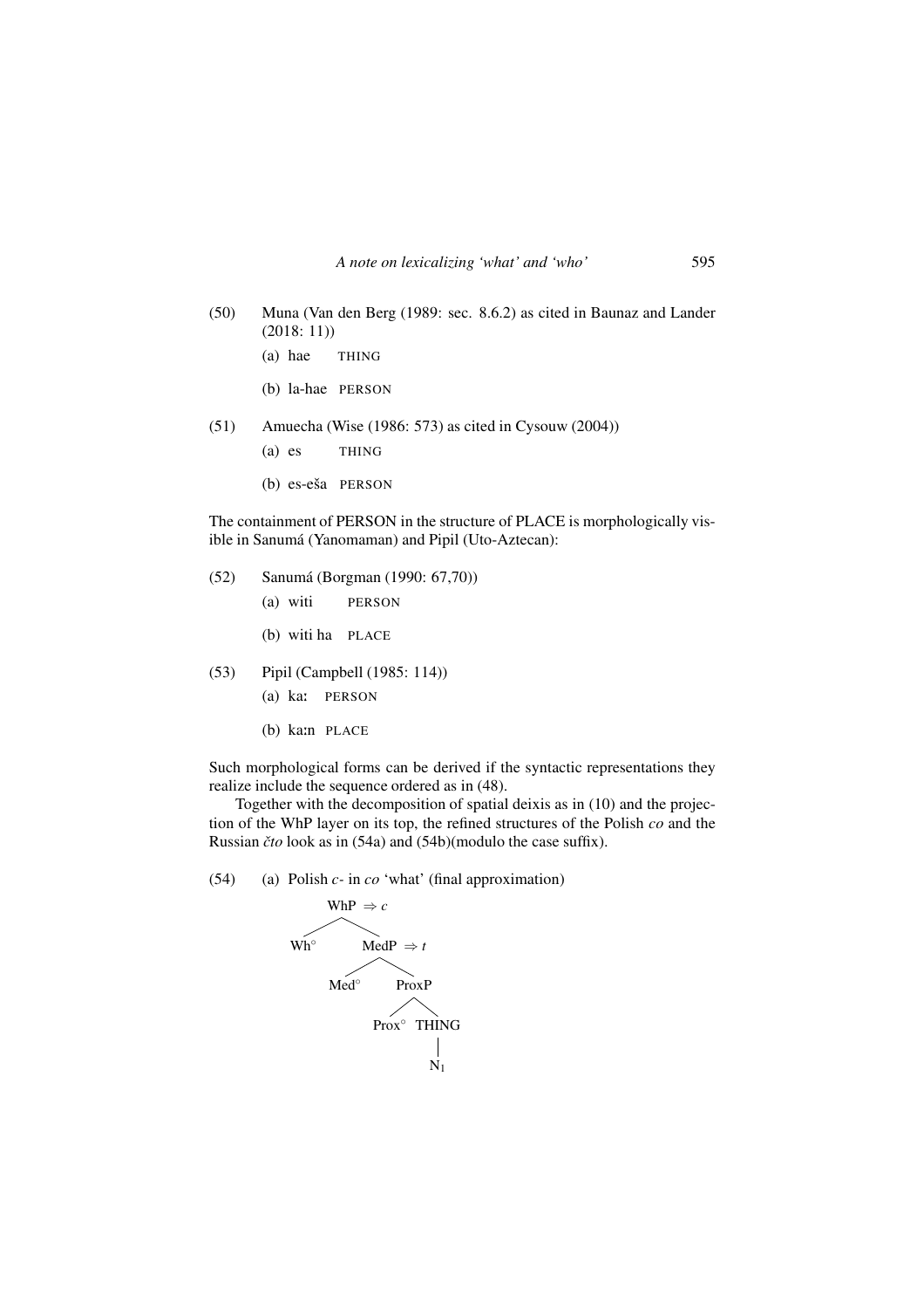(50) Muna (Van den Berg (1989: sec. 8.6.2) as cited in Baunaz and Lander (2018: 11))

(a) hae THING

(b) la-hae PERSON

(51) Amuecha (Wise (1986: 573) as cited in Cysouw (2004))

(a) es THING

(b) es-eša PERSON

The containment of PERSON in the structure of PLACE is morphologically visible in Sanumá (Yanomaman) and Pipil (Uto-Aztecan):

(52) Sanumá (Borgman (1990: 67,70))

(a) witi PERSON

(b) witi ha PLACE

(53) Pipil (Campbell (1985: 114))

(a) kaː PERSON

(b) kaːn PLACE

Such morphological forms can be derived if the syntactic representations they realize include the sequence ordered as in (48).

Together with the decomposition of spatial deixis as in (10) and the projection of the WhP layer on its top, the refined structures of the Polish *co* and the Russian *čto* look as in (54a) and (54b)(modulo the case suffix).

(54) (a) Polish *c-* in *co* 'what' (final approximation)

```
WhP ⇒ c
├── Wh°
└── MedP ⇒ t
    ├── Med°
    └── ProxP
        ├── Prox°
        └── THING
            └── N1
```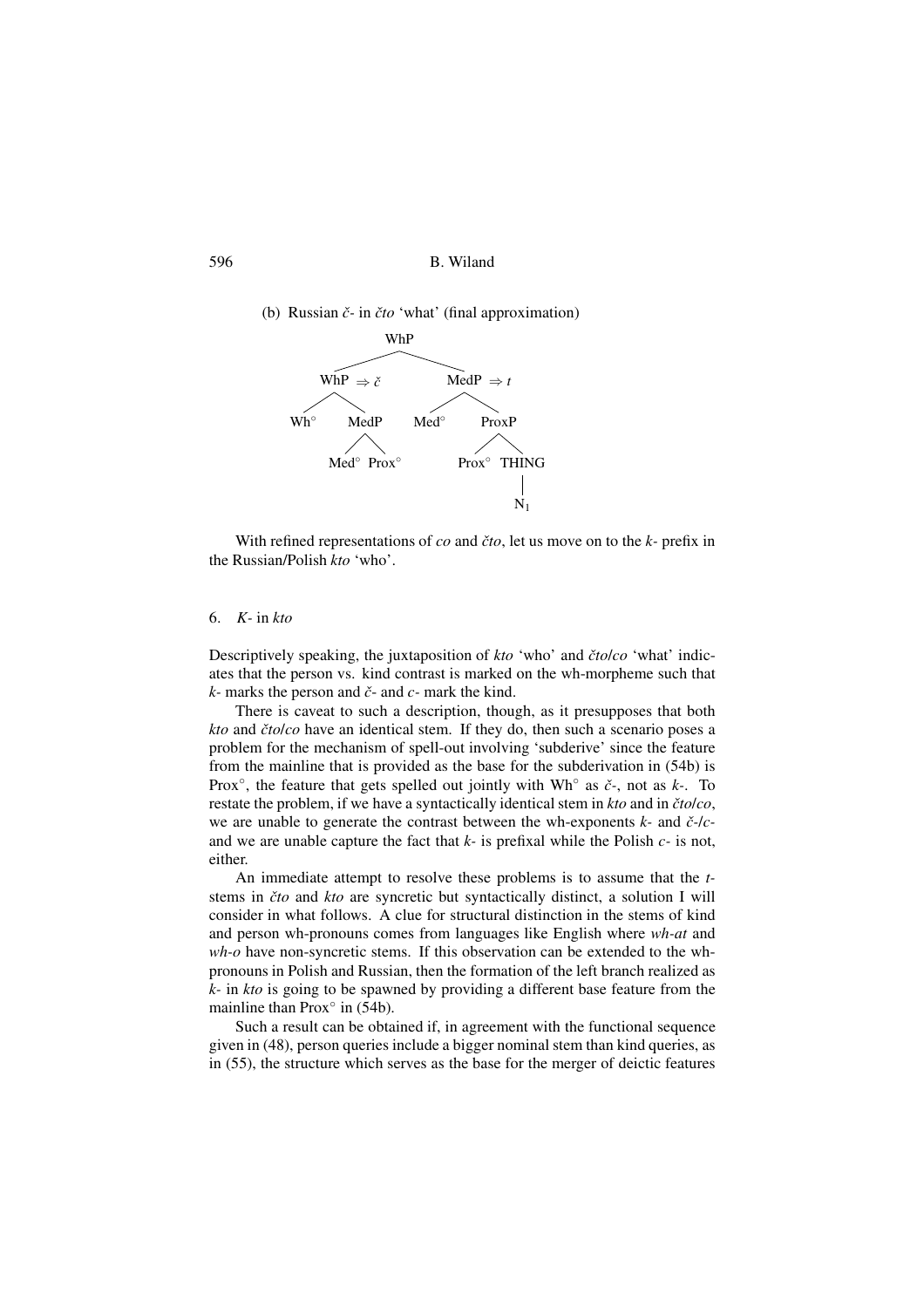(b) Russian *č-* in *čto* 'what' (final approximation)

```
                    WhP
          ┌──────────┴──────────┐
      WhP ⇒ č              MedP ⇒ t
     ┌───┴───┐            ┌───┴───┐
    Wh°     MedP         Med°    ProxP
          ┌──┴──┐              ┌──┴──┐
        Med°  Prox°          Prox°  THING
                                      |
                                      N1
```

With refined representations of *co* and *čto*, let us move on to the *k-* prefix in the Russian/Polish *kto* 'who'.

## 6. *K-* in *kto*

Descriptively speaking, the juxtaposition of *kto* 'who' and *čto*/*co* 'what' indicates that the person vs. kind contrast is marked on the wh-morpheme such that *k-* marks the person and *č-* and *c-* mark the kind.

There is caveat to such a description, though, as it presupposes that both *kto* and *čto*/*co* have an identical stem. If they do, then such a scenario poses a problem for the mechanism of spell-out involving 'subderive' since the feature from the mainline that is provided as the base for the subderivation in (54b) is Prox°, the feature that gets spelled out jointly with Wh° as *č-*, not as *k-*. To restate the problem, if we have a syntactically identical stem in *kto* and in *čto*/*co*, we are unable to generate the contrast between the wh-exponents *k-* and *č-*/*c-* and we are unable capture the fact that *k-* is prefixal while the Polish *c-* is not, either.

An immediate attempt to resolve these problems is to assume that the *t*-stems in *čto* and *kto* are syncretic but syntactically distinct, a solution I will consider in what follows. A clue for structural distinction in the stems of kind and person wh-pronouns comes from languages like English where *wh-at* and *wh-o* have non-syncretic stems. If this observation can be extended to the wh-pronouns in Polish and Russian, then the formation of the left branch realized as *k-* in *kto* is going to be spawned by providing a different base feature from the mainline than Prox° in (54b).

Such a result can be obtained if, in agreement with the functional sequence given in (48), person queries include a bigger nominal stem than kind queries, as in (55), the structure which serves as the base for the merger of deictic features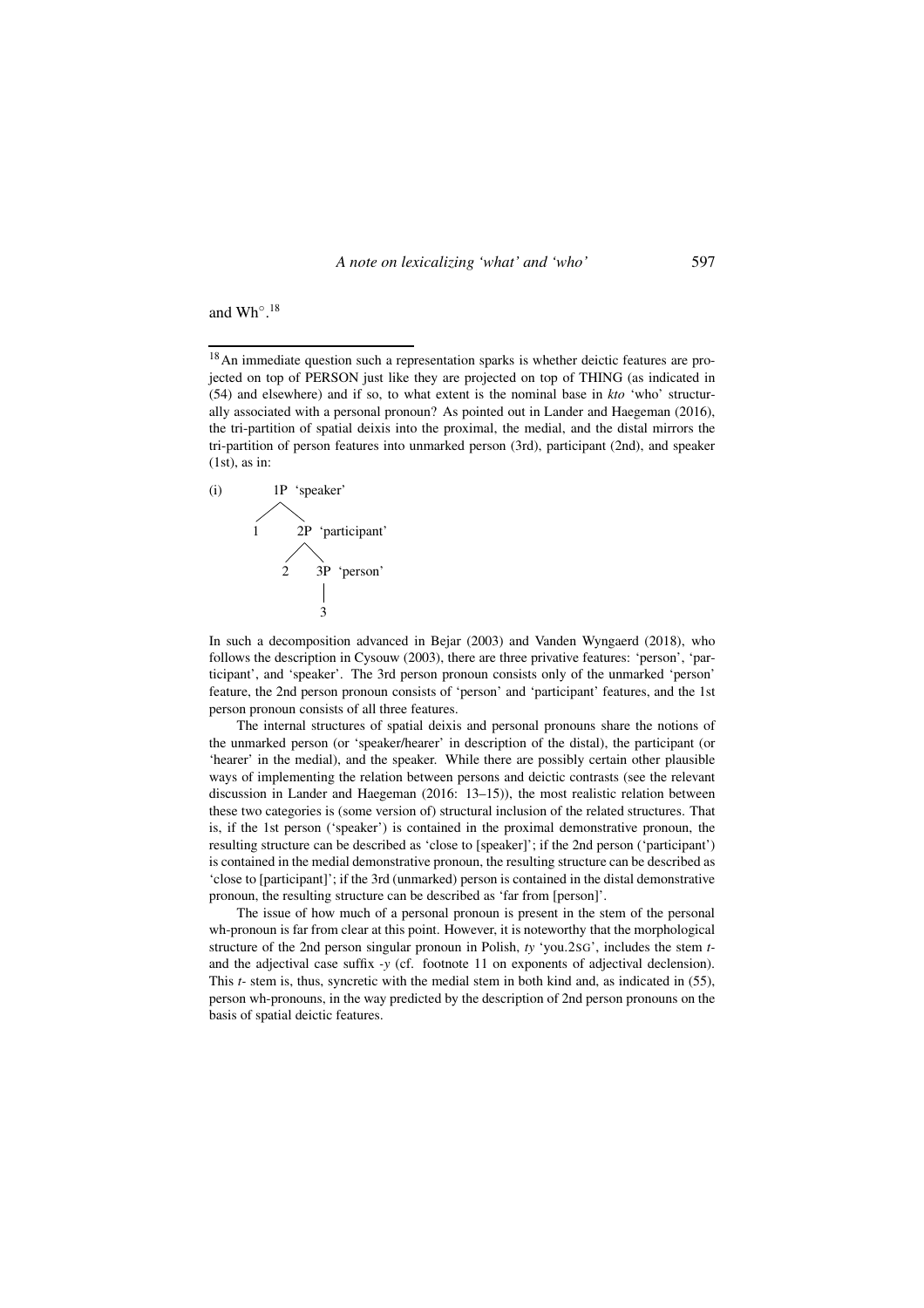and Wh°.[18]

---

[18] An immediate question such a representation sparks is whether deictic features are projected on top of PERSON just like they are projected on top of THING (as indicated in (54) and elsewhere) and if so, to what extent is the nominal base in *kto* 'who' structurally associated with a personal pronoun? As pointed out in Lander and Haegeman (2016), the tri-partition of spatial deixis into the proximal, the medial, and the distal mirrors the tri-partition of person features into unmarked person (3rd), participant (2nd), and speaker (1st), as in:

(i)
```
      1P  'speaker'
     /  \
    1    2P  'participant'
        /  \
       2    3P  'person'
            |
            3
```

In such a decomposition advanced in Bejar (2003) and Vanden Wyngaerd (2018), who follows the description in Cysouw (2003), there are three privative features: 'person', 'participant', and 'speaker'. The 3rd person pronoun consists only of the unmarked 'person' feature, the 2nd person pronoun consists of 'person' and 'participant' features, and the 1st person pronoun consists of all three features.

The internal structures of spatial deixis and personal pronouns share the notions of the unmarked person (or 'speaker/hearer' in description of the distal), the participant (or 'hearer' in the medial), and the speaker. While there are possibly certain other plausible ways of implementing the relation between persons and deictic contrasts (see the relevant discussion in Lander and Haegeman (2016: 13–15)), the most realistic relation between these two categories is (some version of) structural inclusion of the related structures. That is, if the 1st person ('speaker') is contained in the proximal demonstrative pronoun, the resulting structure can be described as 'close to [speaker]'; if the 2nd person ('participant') is contained in the medial demonstrative pronoun, the resulting structure can be described as 'close to [participant]'; if the 3rd (unmarked) person is contained in the distal demonstrative pronoun, the resulting structure can be described as 'far from [person]'.

The issue of how much of a personal pronoun is present in the stem of the personal wh-pronoun is far from clear at this point. However, it is noteworthy that the morphological structure of the 2nd person singular pronoun in Polish, *ty* 'you.2SG', includes the stem *t-* and the adjectival case suffix *-y* (cf. footnote 11 on exponents of adjectival declension). This *t-* stem is, thus, syncretic with the medial stem in both kind and, as indicated in (55), person wh-pronouns, in the way predicted by the description of 2nd person pronouns on the basis of spatial deictic features.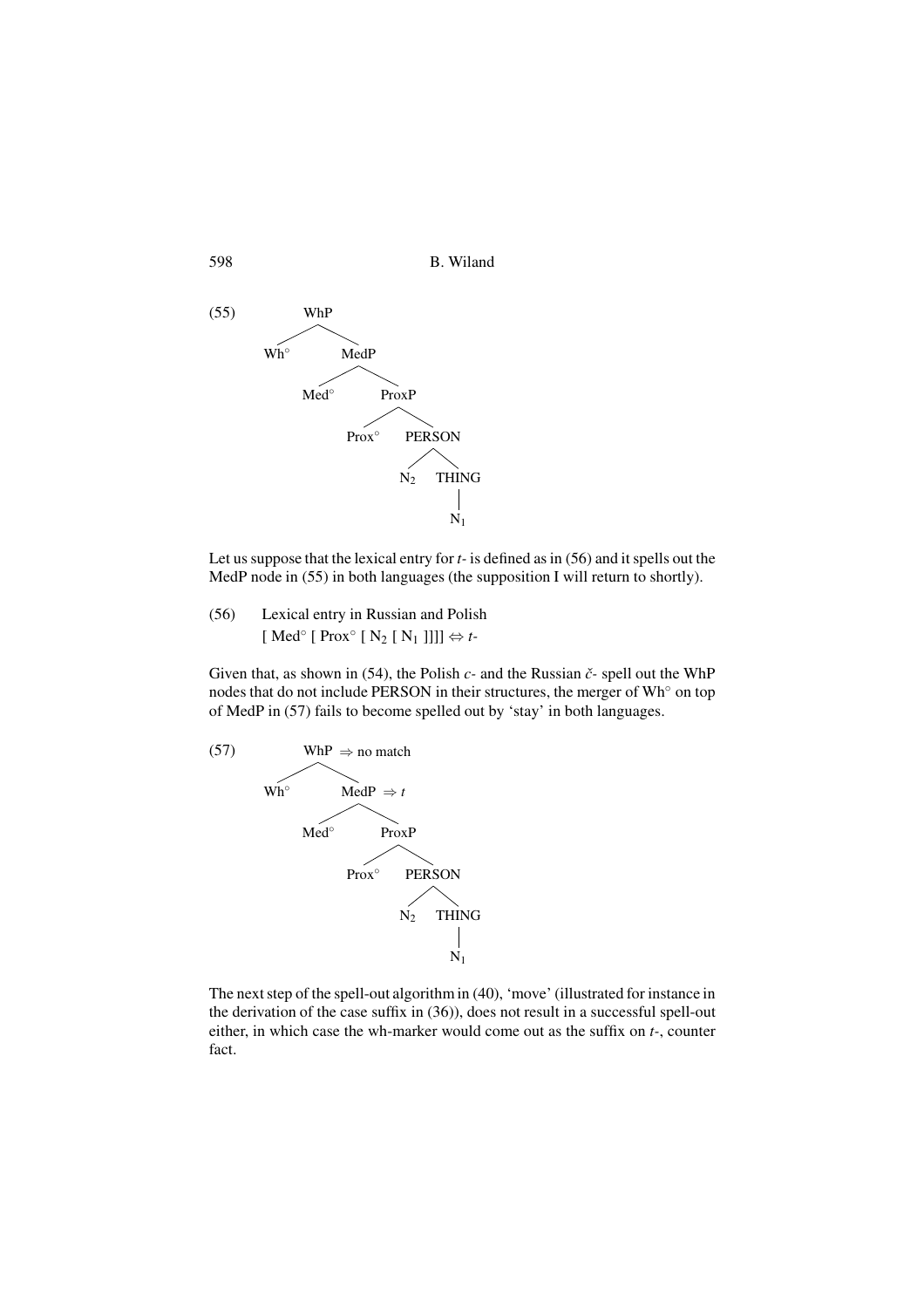(55)

```
WhP
├── Wh°
└── MedP
    ├── Med°
    └── ProxP
        ├── Prox°
        └── PERSON
            ├── N2
            └── THING
                └── N1
```

Let us suppose that the lexical entry for *t-* is defined as in (56) and it spells out the MedP node in (55) in both languages (the supposition I will return to shortly).

(56) Lexical entry in Russian and Polish
[ Med° [ Prox° [ $N_2$ [ $N_1$ ]]]] ⇔ *t-*

Given that, as shown in (54), the Polish *c-* and the Russian *č-* spell out the WhP nodes that do not include PERSON in their structures, the merger of Wh° on top of MedP in (57) fails to become spelled out by 'stay' in both languages.

(57)

```
WhP ⇒ no match
├── Wh°
└── MedP ⇒ t
    ├── Med°
    └── ProxP
        ├── Prox°
        └── PERSON
            ├── N2
            └── THING
                └── N1
```

The next step of the spell-out algorithm in (40), 'move' (illustrated for instance in the derivation of the case suffix in (36)), does not result in a successful spell-out either, in which case the wh-marker would come out as the suffix on *t-*, counter fact.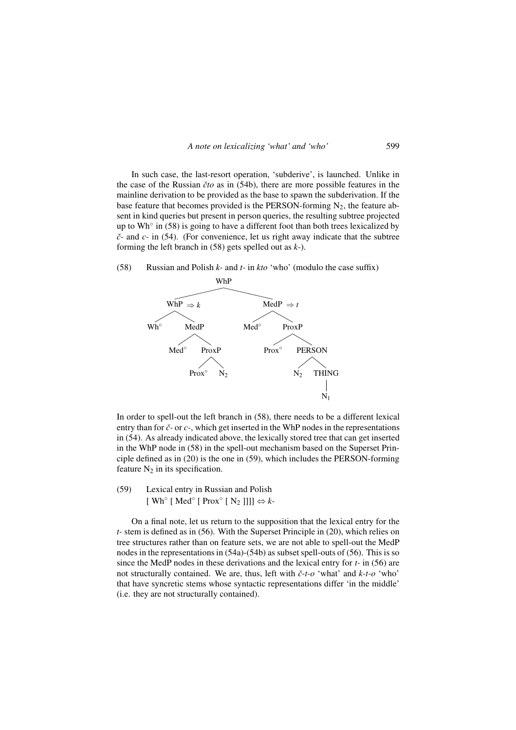In such case, the last-resort operation, 'subderive', is launched. Unlike in the case of the Russian *čto* as in (54b), there are more possible features in the mainline derivation to be provided as the base to spawn the subderivation. If the base feature that becomes provided is the PERSON-forming $N_2$, the feature absent in kind queries but present in person queries, the resulting subtree projected up to Wh° in (58) is going to have a different foot than both trees lexicalized by *č-* and *c-* in (54). (For convenience, let us right away indicate that the subtree forming the left branch in (58) gets spelled out as *k-*).

(58) Russian and Polish *k-* and *t-* in *kto* 'who' (modulo the case suffix)

```
                         WhP
              ___________|___________
             |                       |
        WhP ⇒ k                 MedP ⇒ t
        /     \                 /      \
     Wh°      MedP           Med°      ProxP
              /   \                    /    \
           Med°   ProxP             Prox°   PERSON
                  /   \                     /    \
               Prox°   N2                 N2    THING
                                                  |
                                                  N1
```

In order to spell-out the left branch in (58), there needs to be a different lexical entry than for *č-* or *c-*, which get inserted in the WhP nodes in the representations in (54). As already indicated above, the lexically stored tree that can get inserted in the WhP node in (58) in the spell-out mechanism based on the Superset Principle defined as in (20) is the one in (59), which includes the PERSON-forming feature $N_2$ in its specification.

(59) Lexical entry in Russian and Polish
[ Wh° [ Med° [ Prox° [ $N_2$ ]]]] ⇔ *k-*

On a final note, let us return to the supposition that the lexical entry for the *t-* stem is defined as in (56). With the Superset Principle in (20), which relies on tree structures rather than on feature sets, we are not able to spell-out the MedP nodes in the representations in (54a)-(54b) as subset spell-outs of (56). This is so since the MedP nodes in these derivations and the lexical entry for *t-* in (56) are not structurally contained. We are, thus, left with *č-t-o* 'what' and *k-t-o* 'who' that have syncretic stems whose syntactic representations differ 'in the middle' (i.e. they are not structurally contained).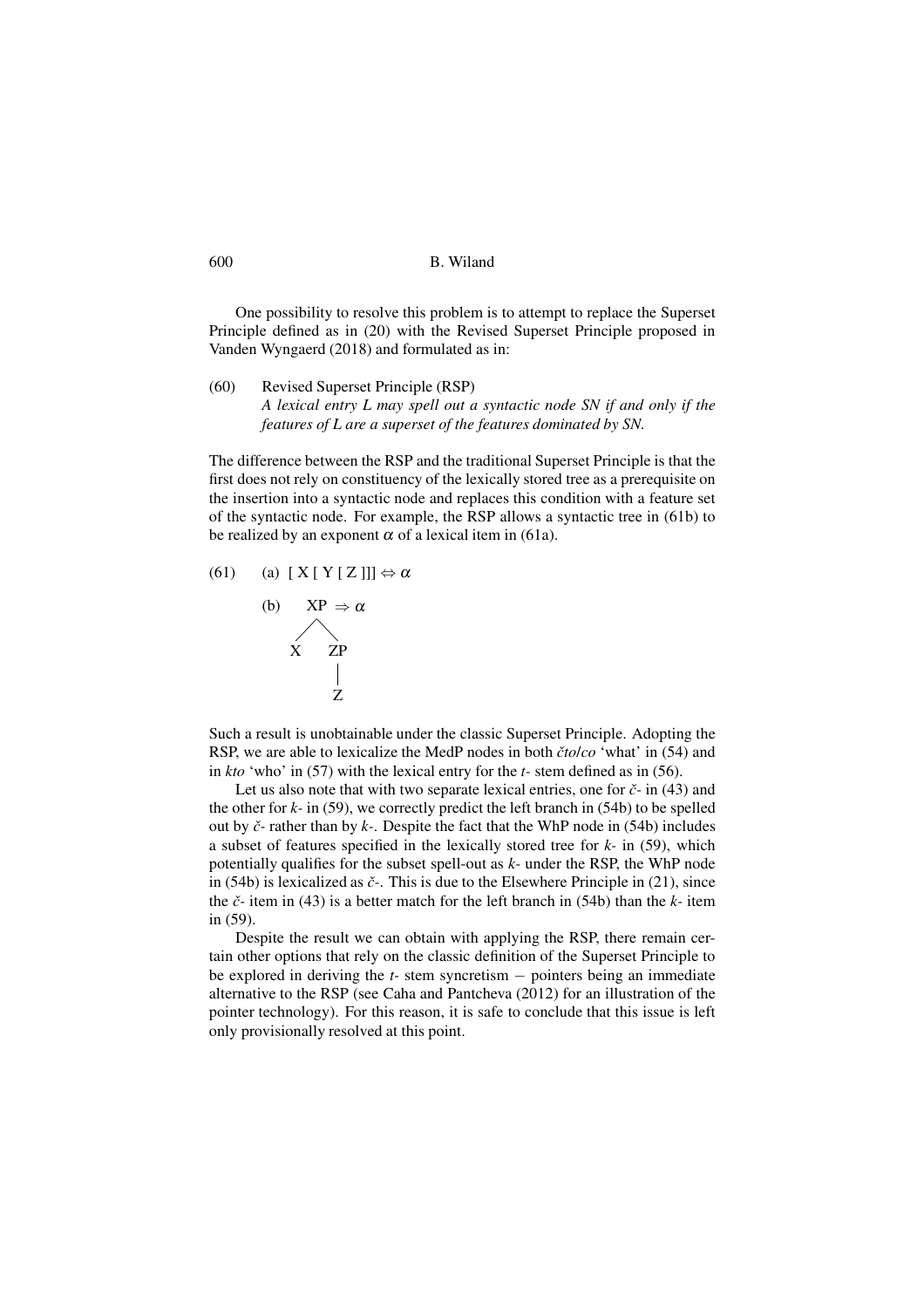One possibility to resolve this problem is to attempt to replace the Superset Principle defined as in (20) with the Revised Superset Principle proposed in Vanden Wyngaerd (2018) and formulated as in:

(60) Revised Superset Principle (RSP)
*A lexical entry L may spell out a syntactic node SN if and only if the features of L are a superset of the features dominated by SN.*

The difference between the RSP and the traditional Superset Principle is that the first does not rely on constituency of the lexically stored tree as a prerequisite on the insertion into a syntactic node and replaces this condition with a feature set of the syntactic node. For example, the RSP allows a syntactic tree in (61b) to be realized by an exponent $\alpha$ of a lexical item in (61a).

(61) (a) [ X [ Y [ Z ]]] $\Leftrightarrow \alpha$

(b)

```
    XP ⇒ α
   /  \
  X    ZP
       |
       Z
```

Such a result is unobtainable under the classic Superset Principle. Adopting the RSP, we are able to lexicalize the MedP nodes in both *čto*/*co* 'what' in (54) and in *kto* 'who' in (57) with the lexical entry for the *t-* stem defined as in (56).

Let us also note that with two separate lexical entries, one for *č-* in (43) and the other for *k-* in (59), we correctly predict the left branch in (54b) to be spelled out by *č-* rather than by *k-*. Despite the fact that the WhP node in (54b) includes a subset of features specified in the lexically stored tree for *k-* in (59), which potentially qualifies for the subset spell-out as *k-* under the RSP, the WhP node in (54b) is lexicalized as *č-*. This is due to the Elsewhere Principle in (21), since the *č-* item in (43) is a better match for the left branch in (54b) than the *k-* item in (59).

Despite the result we can obtain with applying the RSP, there remain certain other options that rely on the classic definition of the Superset Principle to be explored in deriving the *t-* stem syncretism − pointers being an immediate alternative to the RSP (see Caha and Pantcheva (2012) for an illustration of the pointer technology). For this reason, it is safe to conclude that this issue is left only provisionally resolved at this point.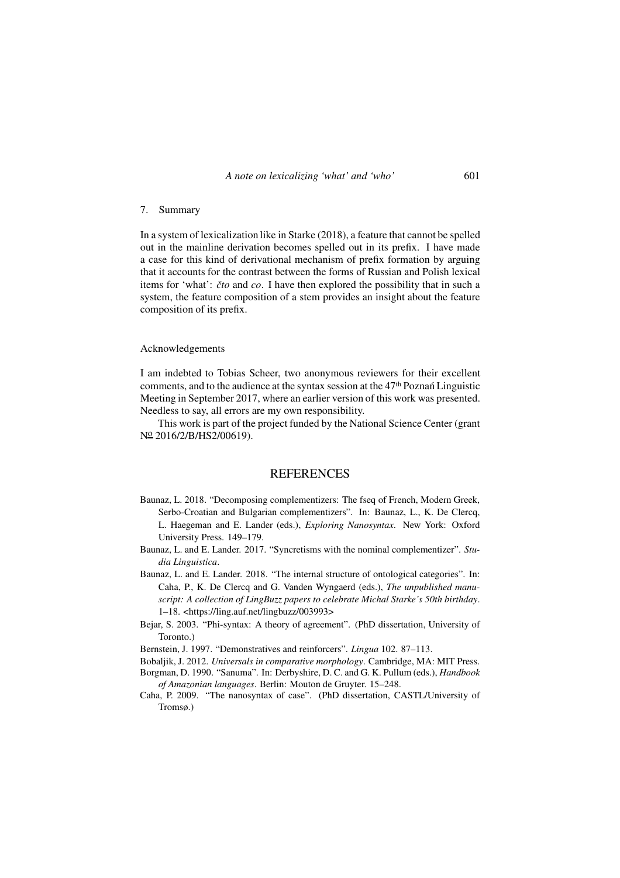## 7. Summary

In a system of lexicalization like in Starke (2018), a feature that cannot be spelled out in the mainline derivation becomes spelled out in its prefix. I have made a case for this kind of derivational mechanism of prefix formation by arguing that it accounts for the contrast between the forms of Russian and Polish lexical items for 'what': *čto* and *co*. I have then explored the possibility that in such a system, the feature composition of a stem provides an insight about the feature composition of its prefix.

## Acknowledgements

I am indebted to Tobias Scheer, two anonymous reviewers for their excellent comments, and to the audience at the syntax session at the 47th Poznań Linguistic Meeting in September 2017, where an earlier version of this work was presented. Needless to say, all errors are my own responsibility.

This work is part of the project funded by the National Science Center (grant № 2016/2/B/HS2/00619).

## REFERENCES

Baunaz, L. 2018. "Decomposing complementizers: The fseq of French, Modern Greek, Serbo-Croatian and Bulgarian complementizers". In: Baunaz, L., K. De Clercq, L. Haegeman and E. Lander (eds.), *Exploring Nanosyntax*. New York: Oxford University Press. 149–179.

Baunaz, L. and E. Lander. 2017. "Syncretisms with the nominal complementizer". *Studia Linguistica*.

Baunaz, L. and E. Lander. 2018. "The internal structure of ontological categories". In: Caha, P., K. De Clercq and G. Vanden Wyngaerd (eds.), *The unpublished manuscript: A collection of LingBuzz papers to celebrate Michal Starke's 50th birthday*. 1–18. <https://ling.auf.net/lingbuzz/003993>

Bejar, S. 2003. "Phi-syntax: A theory of agreement". (PhD dissertation, University of Toronto.)

Bernstein, J. 1997. "Demonstratives and reinforcers". *Lingua* 102. 87–113.

Bobaljik, J. 2012. *Universals in comparative morphology*. Cambridge, MA: MIT Press.

Borgman, D. 1990. "Sanuma". In: Derbyshire, D. C. and G. K. Pullum (eds.), *Handbook of Amazonian languages*. Berlin: Mouton de Gruyter. 15–248.

Caha, P. 2009. "The nanosyntax of case". (PhD dissertation, CASTL/University of Tromsø.)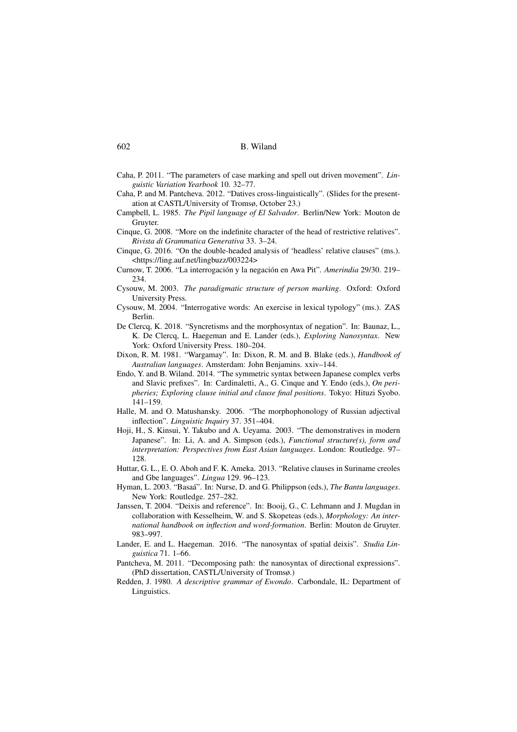Caha, P. 2011. "The parameters of case marking and spell out driven movement". *Linguistic Variation Yearbook* 10. 32–77.

Caha, P. and M. Pantcheva. 2012. "Datives cross-linguistically". (Slides for the presentation at CASTL/University of Tromsø, October 23.)

Campbell, L. 1985. *The Pipil language of El Salvador*. Berlin/New York: Mouton de Gruyter.

Cinque, G. 2008. "More on the indefinite character of the head of restrictive relatives". *Rivista di Grammatica Generativa* 33. 3–24.

Cinque, G. 2016. "On the double-headed analysis of 'headless' relative clauses" (ms.). <https://ling.auf.net/lingbuzz/003224>

Curnow, T. 2006. "La interrogación y la negación en Awa Pit". *Amerindia* 29/30. 219–234.

Cysouw, M. 2003. *The paradigmatic structure of person marking*. Oxford: Oxford University Press.

Cysouw, M. 2004. "Interrogative words: An exercise in lexical typology" (ms.). ZAS Berlin.

De Clercq, K. 2018. "Syncretisms and the morphosyntax of negation". In: Baunaz, L., K. De Clercq, L. Haegeman and E. Lander (eds.), *Exploring Nanosyntax*. New York: Oxford University Press. 180–204.

Dixon, R. M. 1981. "Wargamay". In: Dixon, R. M. and B. Blake (eds.), *Handbook of Australian languages*. Amsterdam: John Benjamins. xxiv–144.

Endo, Y. and B. Wiland. 2014. "The symmetric syntax between Japanese complex verbs and Slavic prefixes". In: Cardinaletti, A., G. Cinque and Y. Endo (eds.), *On peripheries; Exploring clause initial and clause final positions*. Tokyo: Hituzi Syobo. 141–159.

Halle, M. and O. Matushansky. 2006. "The morphophonology of Russian adjectival inflection". *Linguistic Inquiry* 37. 351–404.

Hoji, H., S. Kinsui, Y. Takubo and A. Ueyama. 2003. "The demonstratives in modern Japanese". In: Li, A. and A. Simpson (eds.), *Functional structure(s), form and interpretation: Perspectives from East Asian languages*. London: Routledge. 97–128.

Huttar, G. L., E. O. Aboh and F. K. Ameka. 2013. "Relative clauses in Suriname creoles and Gbe languages". *Lingua* 129. 96–123.

Hyman, L. 2003. "Basaá". In: Nurse, D. and G. Philippson (eds.), *The Bantu languages*. New York: Routledge. 257–282.

Janssen, T. 2004. "Deixis and reference". In: Booij, G., C. Lehmann and J. Mugdan in collaboration with Kesselheim, W. and S. Skopeteas (eds.), *Morphology: An international handbook on inflection and word-formation*. Berlin: Mouton de Gruyter. 983–997.

Lander, E. and L. Haegeman. 2016. "The nanosyntax of spatial deixis". *Studia Linguistica* 71. 1–66.

Pantcheva, M. 2011. "Decomposing path: the nanosyntax of directional expressions". (PhD dissertation, CASTL/University of Tromsø.)

Redden, J. 1980. *A descriptive grammar of Ewondo*. Carbondale, IL: Department of Linguistics.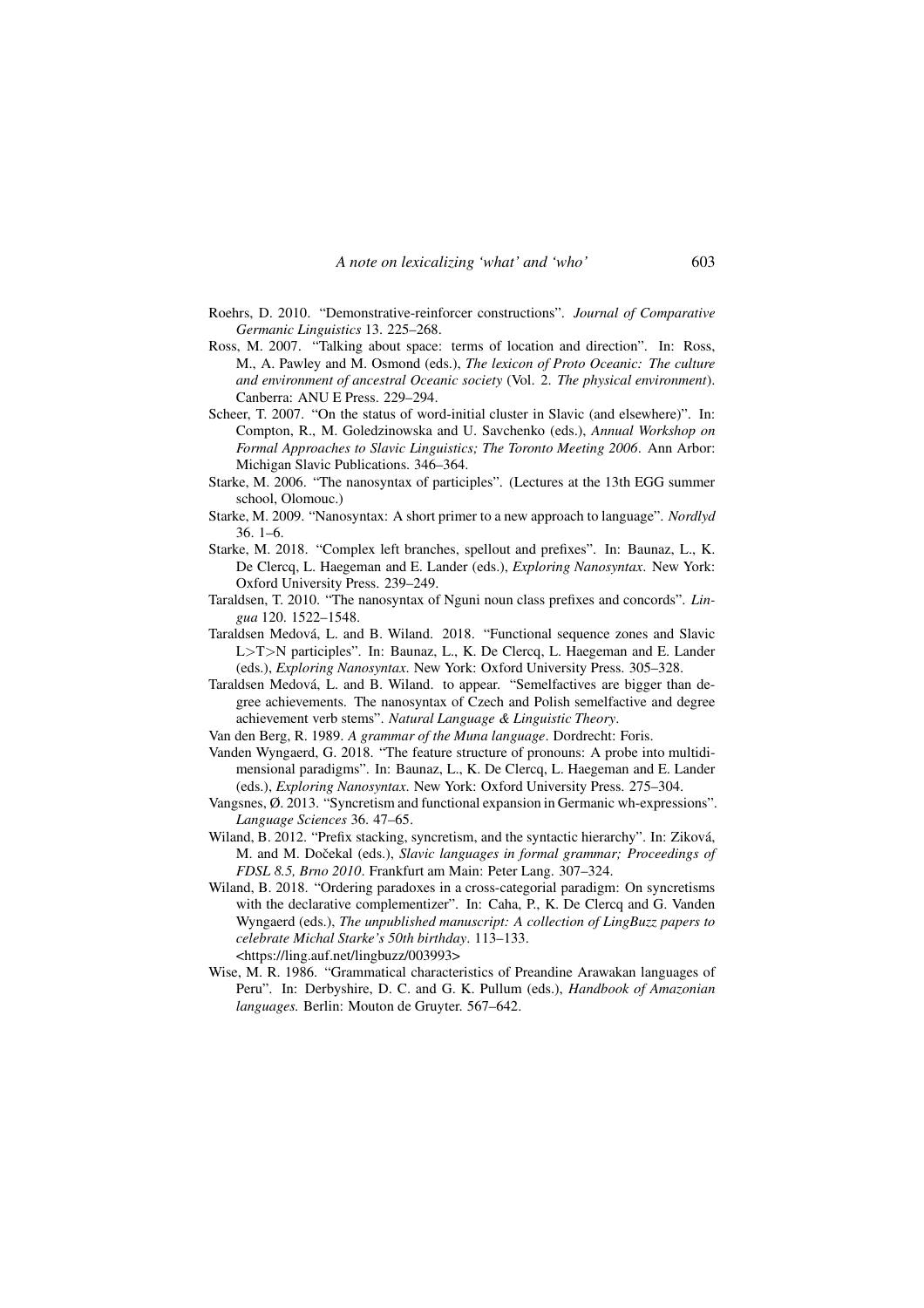Roehrs, D. 2010. "Demonstrative-reinforcer constructions". *Journal of Comparative Germanic Linguistics* 13. 225–268.

Ross, M. 2007. "Talking about space: terms of location and direction". In: Ross, M., A. Pawley and M. Osmond (eds.), *The lexicon of Proto Oceanic: The culture and environment of ancestral Oceanic society* (Vol. 2. *The physical environment*). Canberra: ANU E Press. 229–294.

Scheer, T. 2007. "On the status of word-initial cluster in Slavic (and elsewhere)". In: Compton, R., M. Goledzinowska and U. Savchenko (eds.), *Annual Workshop on Formal Approaches to Slavic Linguistics; The Toronto Meeting 2006*. Ann Arbor: Michigan Slavic Publications. 346–364.

Starke, M. 2006. "The nanosyntax of participles". (Lectures at the 13th EGG summer school, Olomouc.)

Starke, M. 2009. "Nanosyntax: A short primer to a new approach to language". *Nordlyd* 36. 1–6.

Starke, M. 2018. "Complex left branches, spellout and prefixes". In: Baunaz, L., K. De Clercq, L. Haegeman and E. Lander (eds.), *Exploring Nanosyntax*. New York: Oxford University Press. 239–249.

Taraldsen, T. 2010. "The nanosyntax of Nguni noun class prefixes and concords". *Lingua* 120. 1522–1548.

Taraldsen Medová, L. and B. Wiland. 2018. "Functional sequence zones and Slavic L>T>N participles". In: Baunaz, L., K. De Clercq, L. Haegeman and E. Lander (eds.), *Exploring Nanosyntax*. New York: Oxford University Press. 305–328.

Taraldsen Medová, L. and B. Wiland. to appear. "Semelfactives are bigger than degree achievements. The nanosyntax of Czech and Polish semelfactive and degree achievement verb stems". *Natural Language & Linguistic Theory*.

Van den Berg, R. 1989. *A grammar of the Muna language*. Dordrecht: Foris.

Vanden Wyngaerd, G. 2018. "The feature structure of pronouns: A probe into multidimensional paradigms". In: Baunaz, L., K. De Clercq, L. Haegeman and E. Lander (eds.), *Exploring Nanosyntax*. New York: Oxford University Press. 275–304.

Vangsnes, Ø. 2013. "Syncretism and functional expansion in Germanic wh-expressions". *Language Sciences* 36. 47–65.

Wiland, B. 2012. "Prefix stacking, syncretism, and the syntactic hierarchy". In: Ziková, M. and M. Dočekal (eds.), *Slavic languages in formal grammar; Proceedings of FDSL 8.5, Brno 2010*. Frankfurt am Main: Peter Lang. 307–324.

Wiland, B. 2018. "Ordering paradoxes in a cross-categorial paradigm: On syncretisms with the declarative complementizer". In: Caha, P., K. De Clercq and G. Vanden Wyngaerd (eds.), *The unpublished manuscript: A collection of LingBuzz papers to celebrate Michal Starke's 50th birthday*. 113–133. <https://ling.auf.net/lingbuzz/003993>

Wise, M. R. 1986. "Grammatical characteristics of Preandine Arawakan languages of Peru". In: Derbyshire, D. C. and G. K. Pullum (eds.), *Handbook of Amazonian languages.* Berlin: Mouton de Gruyter. 567–642.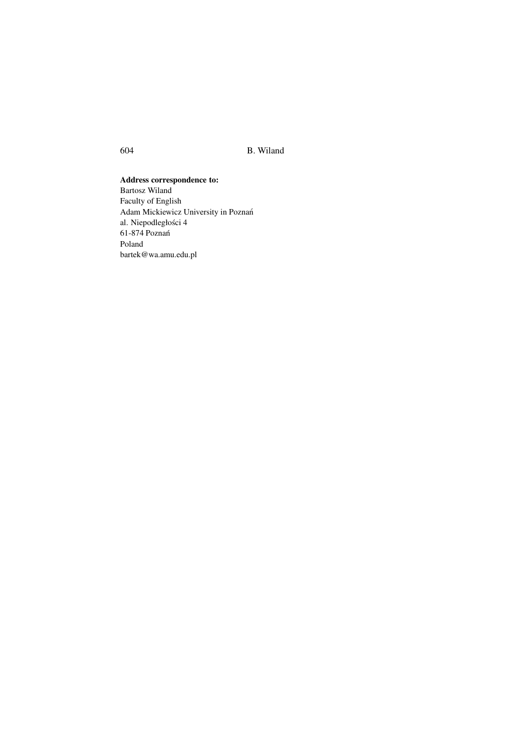**Address correspondence to:**
Bartosz Wiland
Faculty of English
Adam Mickiewicz University in Poznań
al. Niepodległości 4
61-874 Poznań
Poland
bartek@wa.amu.edu.pl